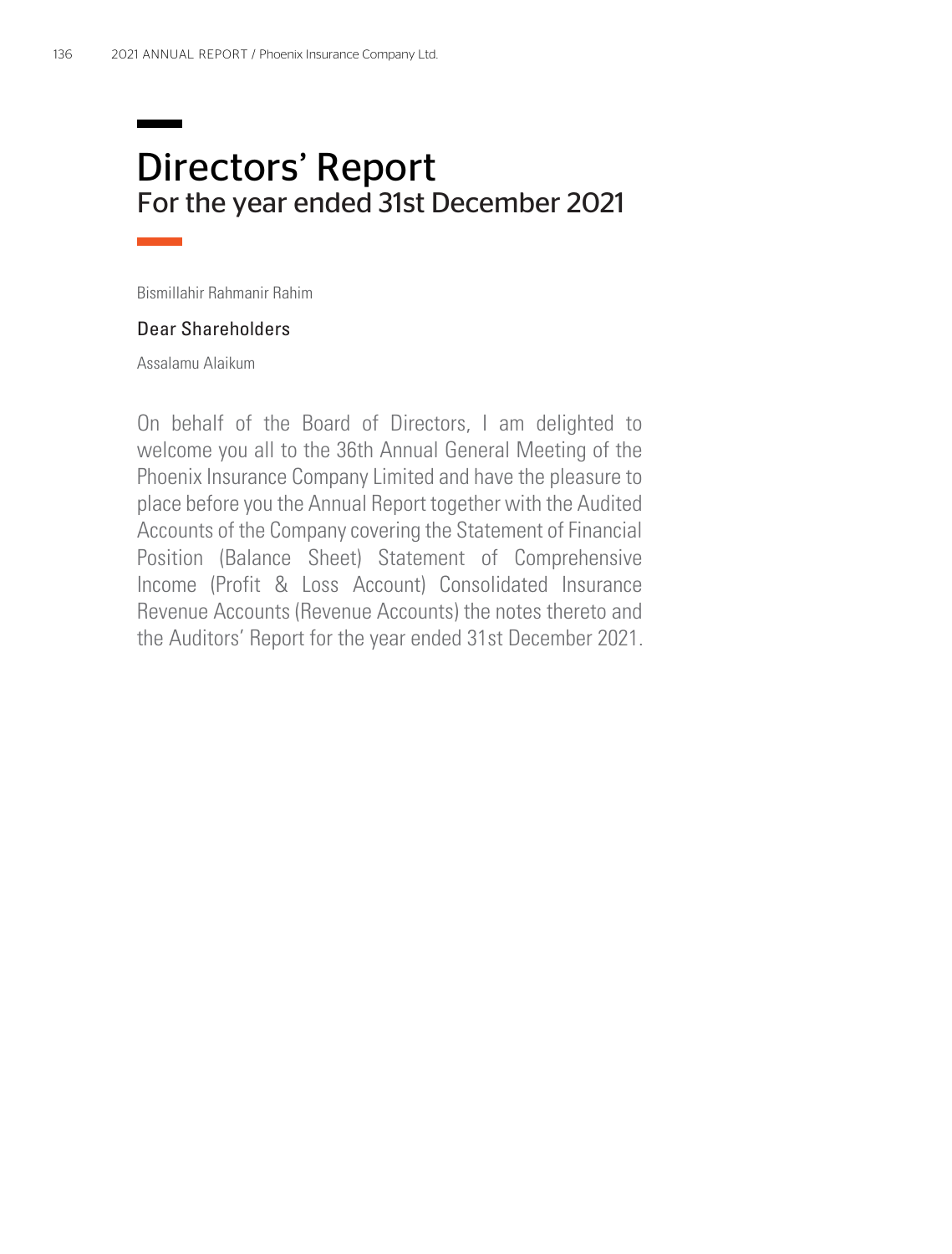# Directors' Report

## For the year ended 31st December 2021

Bismillahir Rahmanir Rahim

### Dear Shareholders

Assalamu Alaikum

On behalf of the Board of Directors, I am delighted to welcome you all to the 36th Annual General Meeting of the Phoenix Insurance Company Limited and have the pleasure to place before you the Annual Report together with the Audited Accounts of the Company covering the Statement of Financial Position (Balance Sheet) Statement of Comprehensive Income (Profit & Loss Account) Consolidated Insurance Revenue Accounts (Revenue Accounts) the notes thereto and the Auditors' Report for the year ended 31st December 2021.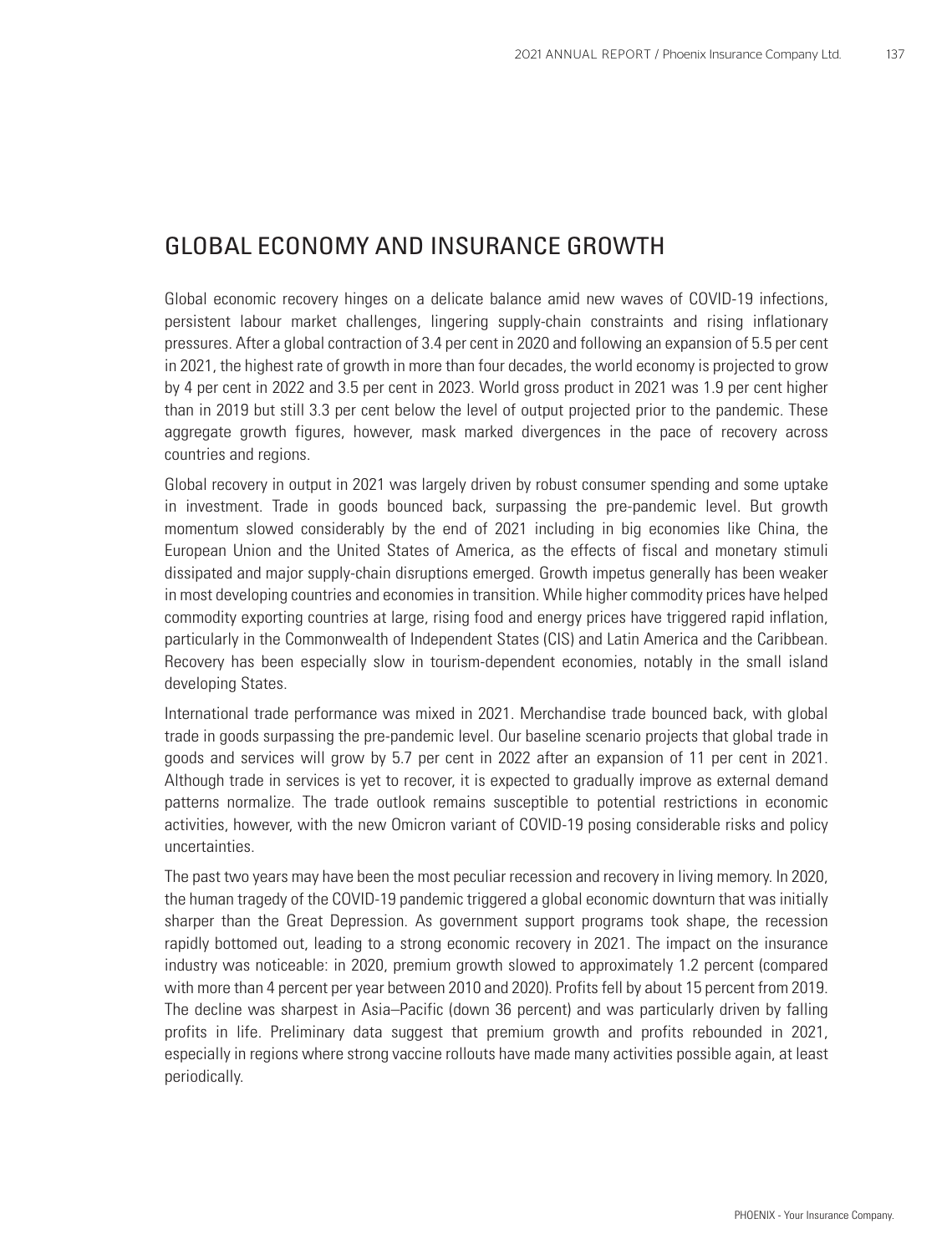## GLOBAL ECONOMY AND INSURANCE GROWTH

Global economic recovery hinges on a delicate balance amid new waves of COVID-19 infections, persistent labour market challenges, lingering supply-chain constraints and rising inflationary pressures. After a global contraction of 3.4 per cent in 2020 and following an expansion of 5.5 per cent in 2021, the highest rate of growth in more than four decades, the world economy is projected to grow by 4 per cent in 2022 and 3.5 per cent in 2023. World gross product in 2021 was 1.9 per cent higher than in 2019 but still 3.3 per cent below the level of output projected prior to the pandemic. These aggregate growth figures, however, mask marked divergences in the pace of recovery across countries and regions.

Global recovery in output in 2021 was largely driven by robust consumer spending and some uptake in investment. Trade in goods bounced back, surpassing the pre-pandemic level. But growth momentum slowed considerably by the end of 2021 including in big economies like China, the European Union and the United States of America, as the effects of fiscal and monetary stimuli dissipated and major supply-chain disruptions emerged. Growth impetus generally has been weaker in most developing countries and economies in transition. While higher commodity prices have helped commodity exporting countries at large, rising food and energy prices have triggered rapid inflation, particularly in the Commonwealth of Independent States (CIS) and Latin America and the Caribbean. Recovery has been especially slow in tourism-dependent economies, notably in the small island developing States.

International trade performance was mixed in 2021. Merchandise trade bounced back, with global trade in goods surpassing the pre-pandemic level. Our baseline scenario projects that global trade in goods and services will grow by 5.7 per cent in 2022 after an expansion of 11 per cent in 2021. Although trade in services is yet to recover, it is expected to gradually improve as external demand patterns normalize. The trade outlook remains susceptible to potential restrictions in economic activities, however, with the new Omicron variant of COVID-19 posing considerable risks and policy uncertainties.

The past two years may have been the most peculiar recession and recovery in living memory. In 2020, the human tragedy of the COVID-19 pandemic triggered a global economic downturn that was initially sharper than the Great Depression. As government support programs took shape, the recession rapidly bottomed out, leading to a strong economic recovery in 2021. The impact on the insurance industry was noticeable: in 2020, premium growth slowed to approximately 1.2 percent (compared with more than 4 percent per year between 2010 and 2020). Profits fell by about 15 percent from 2019. The decline was sharpest in Asia–Pacific (down 36 percent) and was particularly driven by falling profits in life. Preliminary data suggest that premium growth and profits rebounded in 2021, especially in regions where strong vaccine rollouts have made many activities possible again, at least periodically.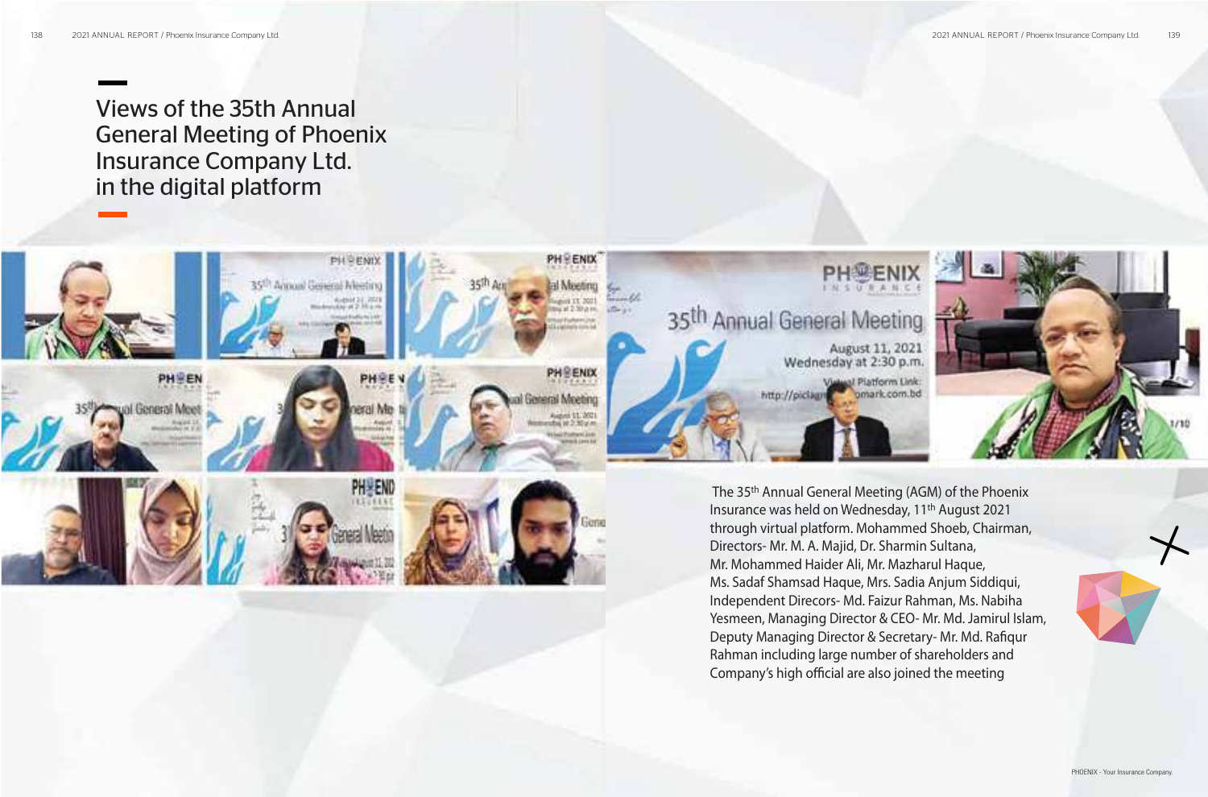# Views of the 35th Annual General Meeting of Phoenix Insurance Company Ltd. in the digital platform

The 35th Annual General Meeting (AGM) of the Phoenix Insurance was held on Wednesday, 11th August 2021 through virtual platform. Mohammed Shoeb, Chairman, Directors- Mr. M. A. Majid, Dr. Sharmin Sultana, Mr. Mohammed Haider Ali, Mr. Mazharul Haque, Ms. Sadaf Shamsad Haque, Mrs. Sadia Anjum Siddiqui, Independent Direcors- Md. Faizur Rahman, Ms. Nabiha Yesmeen, Managing Director & CEO- Mr. Md. Jamirul Islam, Deputy Managing Director & Secretary- Mr. Md. Rafiqur Rahman including large number of shareholders and Company's high official are also joined the meeting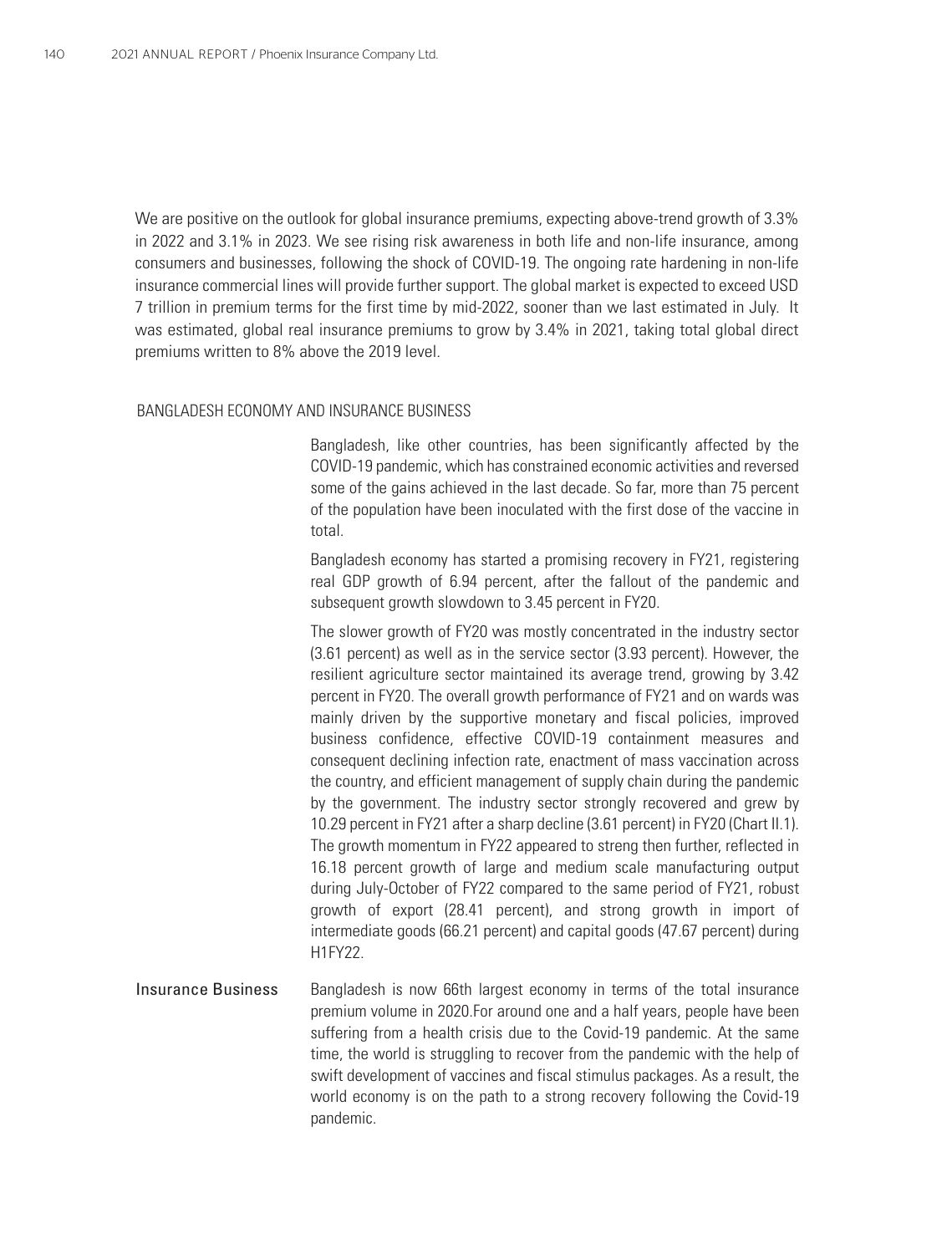We are positive on the outlook for global insurance premiums, expecting above-trend growth of 3.3% in 2022 and 3.1% in 2023. We see rising risk awareness in both life and non-life insurance, among consumers and businesses, following the shock of COVID-19. The ongoing rate hardening in non-life insurance commercial lines will provide further support. The global market is expected to exceed USD 7 trillion in premium terms for the first time by mid-2022, sooner than we last estimated in July. It was estimated, global real insurance premiums to grow by 3.4% in 2021, taking total global direct premiums written to 8% above the 2019 level.

## BANGLADESH ECONOMY AND INSURANCE BUSINESS

Bangladesh, like other countries, has been significantly affected by the COVID-19 pandemic, which has constrained economic activities and reversed some of the gains achieved in the last decade. So far, more than 75 percent of the population have been inoculated with the first dose of the vaccine in total.

Bangladesh economy has started a promising recovery in FY21, registering real GDP growth of 6.94 percent, after the fallout of the pandemic and subsequent growth slowdown to 3.45 percent in FY20.

The slower growth of FY20 was mostly concentrated in the industry sector (3.61 percent) as well as in the service sector (3.93 percent). However, the resilient agriculture sector maintained its average trend, growing by 3.42 percent in FY20. The overall growth performance of FY21 and on wards was mainly driven by the supportive monetary and fiscal policies, improved business confidence, effective COVID-19 containment measures and consequent declining infection rate, enactment of mass vaccination across the country, and efficient management of supply chain during the pandemic by the government. The industry sector strongly recovered and grew by 10.29 percent in FY21 after a sharp decline (3.61 percent) in FY20 (Chart II.1). The growth momentum in FY22 appeared to streng then further, reflected in 16.18 percent growth of large and medium scale manufacturing output during July-October of FY22 compared to the same period of FY21, robust growth of export (28.41 percent), and strong growth in import of intermediate goods (66.21 percent) and capital goods (47.67 percent) during H1FY22.

### Insurance Business

Bangladesh is now 66th largest economy in terms of the total insurance premium volume in 2020.For around one and a half years, people have been suffering from a health crisis due to the Covid-19 pandemic. At the same time, the world is struggling to recover from the pandemic with the help of swift development of vaccines and fiscal stimulus packages. As a result, the world economy is on the path to a strong recovery following the Covid-19 pandemic.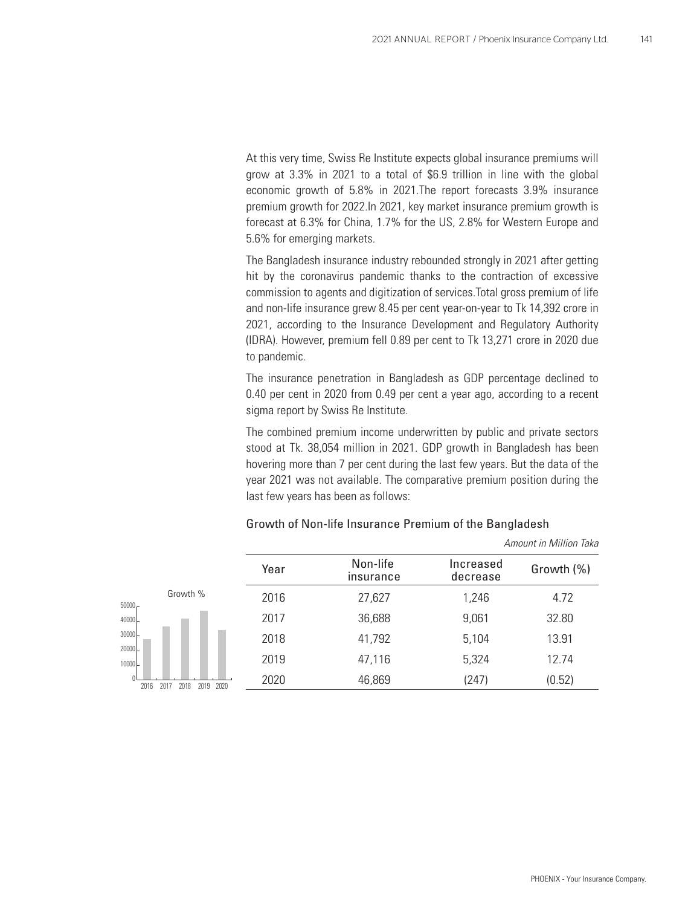At this very time, Swiss Re Institute expects global insurance premiums will grow at 3.3% in 2021 to a total of $6.9 trillion in line with the global economic growth of 5.8% in 2021.The report forecasts 3.9% insurance premium growth for 2022.In 2021, key market insurance premium growth is forecast at 6.3% for China, 1.7% for the US, 2.8% for Western Europe and 5.6% for emerging markets.

The Bangladesh insurance industry rebounded strongly in 2021 after getting hit by the coronavirus pandemic thanks to the contraction of excessive commission to agents and digitization of services.Total gross premium of life and non-life insurance grew 8.45 per cent year-on-year to Tk 14,392 crore in 2021, according to the Insurance Development and Regulatory Authority (IDRA). However, premium fell 0.89 per cent to Tk 13,271 crore in 2020 due to pandemic.

The insurance penetration in Bangladesh as GDP percentage declined to 0.40 per cent in 2020 from 0.49 per cent a year ago, according to a recent sigma report by Swiss Re Institute.

The combined premium income underwritten by public and private sectors stood at Tk. 38,054 million in 2021. GDP growth in Bangladesh has been hovering more than 7 per cent during the last few years. But the data of the year 2021 was not available. The comparative premium position during the last few years has been as follows:

### Growth of Non-life Insurance Premium of the Bangladesh

*Amount in Million Taka*

| Year | Non-life insurance | Increased decrease | Growth (%) |
|---|---|---|---|
| 2016 | 27,627 | 1,246 | 4.72 |
| 2017 | 36,688 | 9,061 | 32.80 |
| 2018 | 41,792 | 5,104 | 13.91 |
| 2019 | 47,116 | 5,324 | 12.74 |
| 2020 | 46,869 | (247) | (0.52) |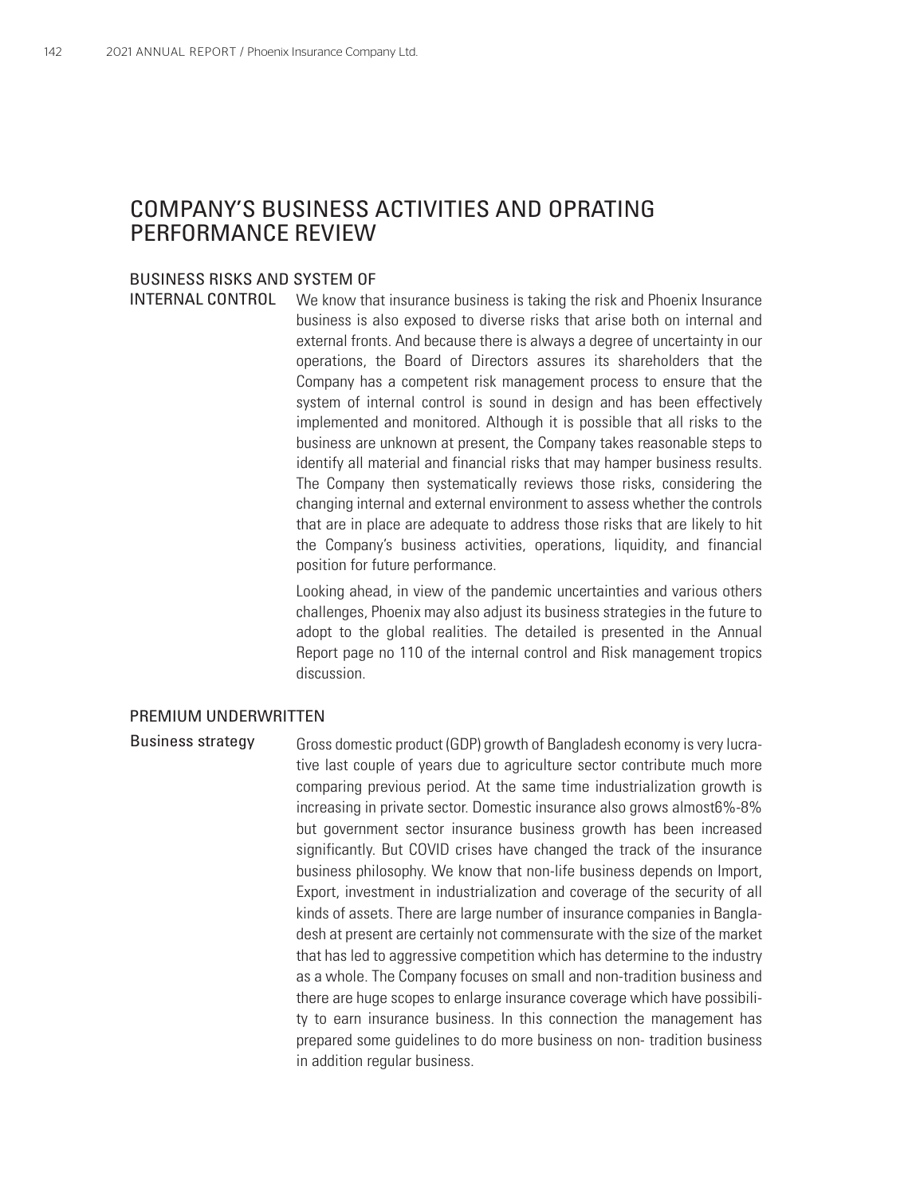# COMPANY'S BUSINESS ACTIVITIES AND OPRATING PERFORMANCE REVIEW

## BUSINESS RISKS AND SYSTEM OF INTERNAL CONTROL

We know that insurance business is taking the risk and Phoenix Insurance business is also exposed to diverse risks that arise both on internal and external fronts. And because there is always a degree of uncertainty in our operations, the Board of Directors assures its shareholders that the Company has a competent risk management process to ensure that the system of internal control is sound in design and has been effectively implemented and monitored. Although it is possible that all risks to the business are unknown at present, the Company takes reasonable steps to identify all material and financial risks that may hamper business results. The Company then systematically reviews those risks, considering the changing internal and external environment to assess whether the controls that are in place are adequate to address those risks that are likely to hit the Company's business activities, operations, liquidity, and financial position for future performance.

Looking ahead, in view of the pandemic uncertainties and various others challenges, Phoenix may also adjust its business strategies in the future to adopt to the global realities. The detailed is presented in the Annual Report page no 110 of the internal control and Risk management tropics discussion.

## PREMIUM UNDERWRITTEN

### Business strategy

Gross domestic product (GDP) growth of Bangladesh economy is very lucrative last couple of years due to agriculture sector contribute much more comparing previous period. At the same time industrialization growth is increasing in private sector. Domestic insurance also grows almost6%-8% but government sector insurance business growth has been increased significantly. But COVID crises have changed the track of the insurance business philosophy. We know that non-life business depends on Import, Export, investment in industrialization and coverage of the security of all kinds of assets. There are large number of insurance companies in Bangladesh at present are certainly not commensurate with the size of the market that has led to aggressive competition which has determine to the industry as a whole. The Company focuses on small and non-tradition business and there are huge scopes to enlarge insurance coverage which have possibility to earn insurance business. In this connection the management has prepared some guidelines to do more business on non- tradition business in addition regular business.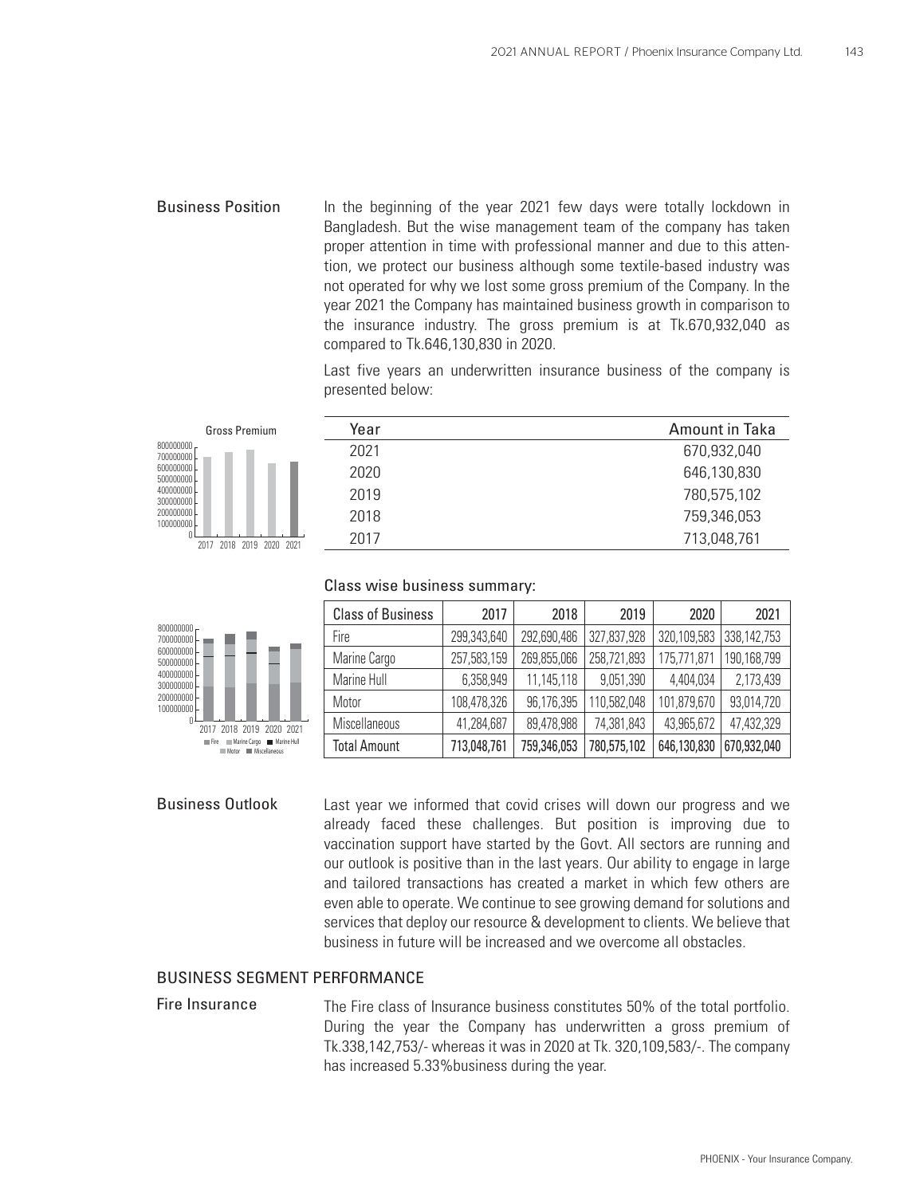## Business Position

In the beginning of the year 2021 few days were totally lockdown in Bangladesh. But the wise management team of the company has taken proper attention in time with professional manner and due to this attention, we protect our business although some textile-based industry was not operated for why we lost some gross premium of the Company. In the year 2021 the Company has maintained business growth in comparison to the insurance industry. The gross premium is at Tk.670,932,040 as compared to Tk.646,130,830 in 2020.

Last five years an underwritten insurance business of the company is presented below:

| Year | Amount in Taka |
| --- | --- |
| 2021 | 670,932,040 |
| 2020 | 646,130,830 |
| 2019 | 780,575,102 |
| 2018 | 759,346,053 |
| 2017 | 713,048,761 |

Class wise business summary:

| Class of Business | 2017 | 2018 | 2019 | 2020 | 2021 |
| --- | --- | --- | --- | --- | --- |
| Fire | 299,343,640 | 292,690,486 | 327,837,928 | 320,109,583 | 338,142,753 |
| Marine Cargo | 257,583,159 | 269,855,066 | 258,721,893 | 175,771,871 | 190,168,799 |
| Marine Hull | 6,358,949 | 11,145,118 | 9,051,390 | 4,404,034 | 2,173,439 |
| Motor | 108,478,326 | 96,176,395 | 110,582,048 | 101,879,670 | 93,014,720 |
| Miscellaneous | 41,284,687 | 89,478,988 | 74,381,843 | 43,965,672 | 47,432,329 |
| **Total Amount** | **713,048,761** | **759,346,053** | **780,575,102** | **646,130,830** | **670,932,040** |

## Business Outlook

Last year we informed that covid crises will down our progress and we already faced these challenges. But position is improving due to vaccination support have started by the Govt. All sectors are running and our outlook is positive than in the last years. Our ability to engage in large and tailored transactions has created a market in which few others are even able to operate. We continue to see growing demand for solutions and services that deploy our resource & development to clients. We believe that business in future will be increased and we overcome all obstacles.

## BUSINESS SEGMENT PERFORMANCE

### Fire Insurance

The Fire class of Insurance business constitutes 50% of the total portfolio. During the year the Company has underwritten a gross premium of Tk.338,142,753/- whereas it was in 2020 at Tk. 320,109,583/-. The company has increased 5.33%business during the year.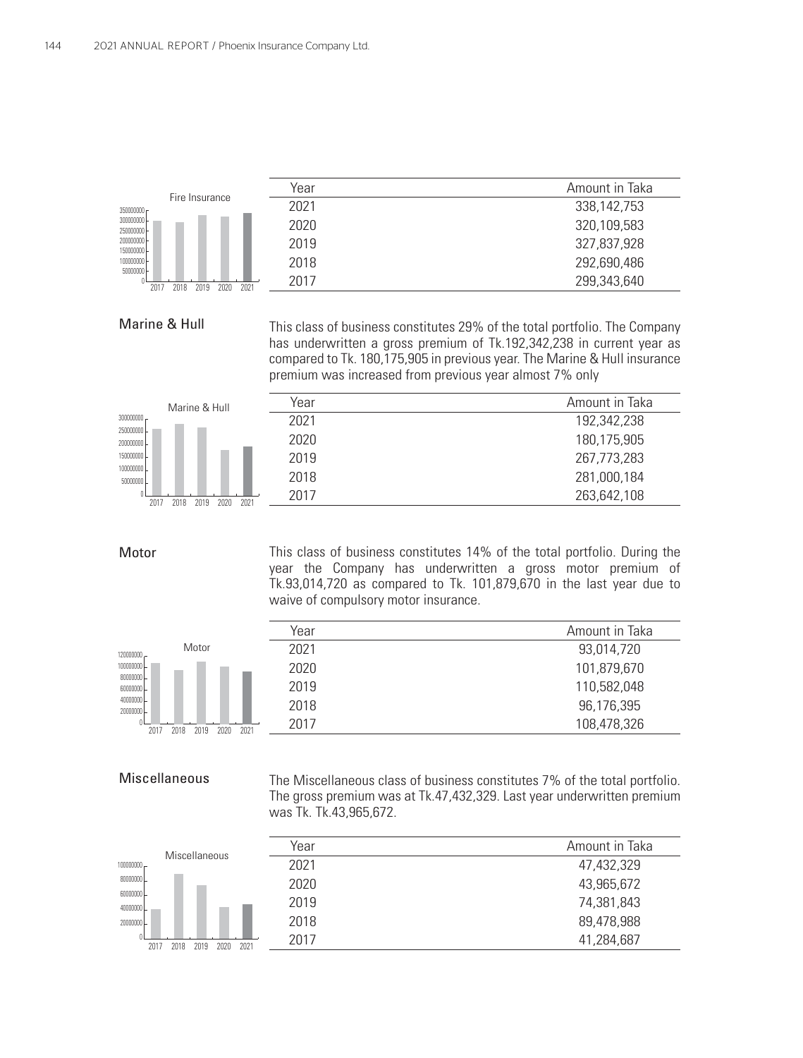| Year | Amount in Taka |
|---|---|
| 2021 | 338,142,753 |
| 2020 | 320,109,583 |
| 2019 | 327,837,928 |
| 2018 | 292,690,486 |
| 2017 | 299,343,640 |

## Marine & Hull

This class of business constitutes 29% of the total portfolio. The Company has underwritten a gross premium of Tk.192,342,238 in current year as compared to Tk. 180,175,905 in previous year. The Marine & Hull insurance premium was increased from previous year almost 7% only

| Year | Amount in Taka |
|---|---|
| 2021 | 192,342,238 |
| 2020 | 180,175,905 |
| 2019 | 267,773,283 |
| 2018 | 281,000,184 |
| 2017 | 263,642,108 |

## Motor

This class of business constitutes 14% of the total portfolio. During the year the Company has underwritten a gross motor premium of Tk.93,014,720 as compared to Tk. 101,879,670 in the last year due to waive of compulsory motor insurance.

| Year | Amount in Taka |
|---|---|
| 2021 | 93,014,720 |
| 2020 | 101,879,670 |
| 2019 | 110,582,048 |
| 2018 | 96,176,395 |
| 2017 | 108,478,326 |

## Miscellaneous

The Miscellaneous class of business constitutes 7% of the total portfolio. The gross premium was at Tk.47,432,329. Last year underwritten premium was Tk. Tk.43,965,672.

| Year | Amount in Taka |
|---|---|
| 2021 | 47,432,329 |
| 2020 | 43,965,672 |
| 2019 | 74,381,843 |
| 2018 | 89,478,988 |
| 2017 | 41,284,687 |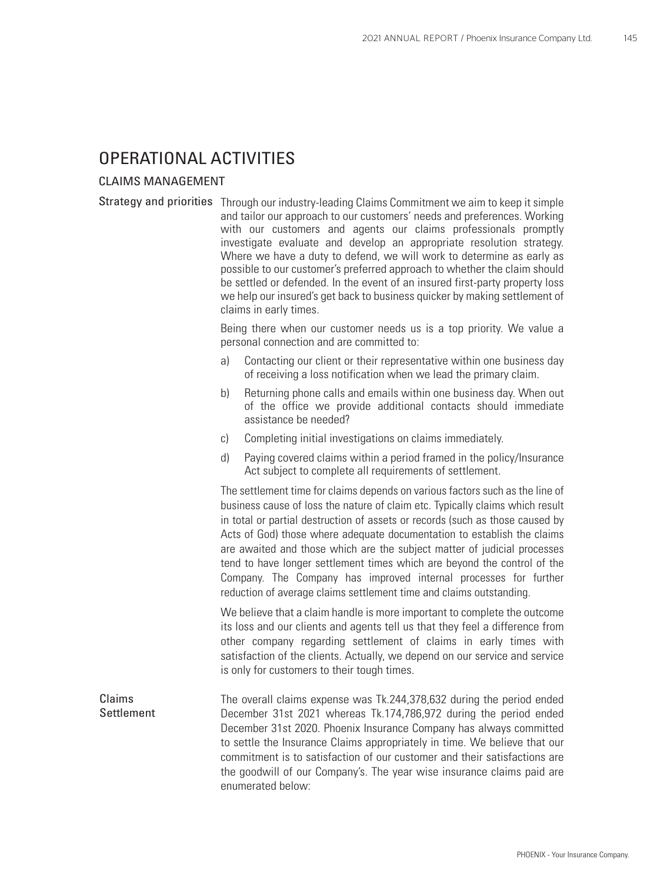# OPERATIONAL ACTIVITIES

## CLAIMS MANAGEMENT

### Strategy and priorities

Through our industry-leading Claims Commitment we aim to keep it simple and tailor our approach to our customers' needs and preferences. Working with our customers and agents our claims professionals promptly investigate evaluate and develop an appropriate resolution strategy. Where we have a duty to defend, we will work to determine as early as possible to our customer's preferred approach to whether the claim should be settled or defended. In the event of an insured first-party property loss we help our insured's get back to business quicker by making settlement of claims in early times.

Being there when our customer needs us is a top priority. We value a personal connection and are committed to:

a) Contacting our client or their representative within one business day of receiving a loss notification when we lead the primary claim.

b) Returning phone calls and emails within one business day. When out of the office we provide additional contacts should immediate assistance be needed?

c) Completing initial investigations on claims immediately.

d) Paying covered claims within a period framed in the policy/Insurance Act subject to complete all requirements of settlement.

The settlement time for claims depends on various factors such as the line of business cause of loss the nature of claim etc. Typically claims which result in total or partial destruction of assets or records (such as those caused by Acts of God) those where adequate documentation to establish the claims are awaited and those which are the subject matter of judicial processes tend to have longer settlement times which are beyond the control of the Company. The Company has improved internal processes for further reduction of average claims settlement time and claims outstanding.

We believe that a claim handle is more important to complete the outcome its loss and our clients and agents tell us that they feel a difference from other company regarding settlement of claims in early times with satisfaction of the clients. Actually, we depend on our service and service is only for customers to their tough times.

### Claims Settlement

The overall claims expense was Tk.244,378,632 during the period ended December 31st 2021 whereas Tk.174,786,972 during the period ended December 31st 2020. Phoenix Insurance Company has always committed to settle the Insurance Claims appropriately in time. We believe that our commitment is to satisfaction of our customer and their satisfactions are the goodwill of our Company's. The year wise insurance claims paid are enumerated below: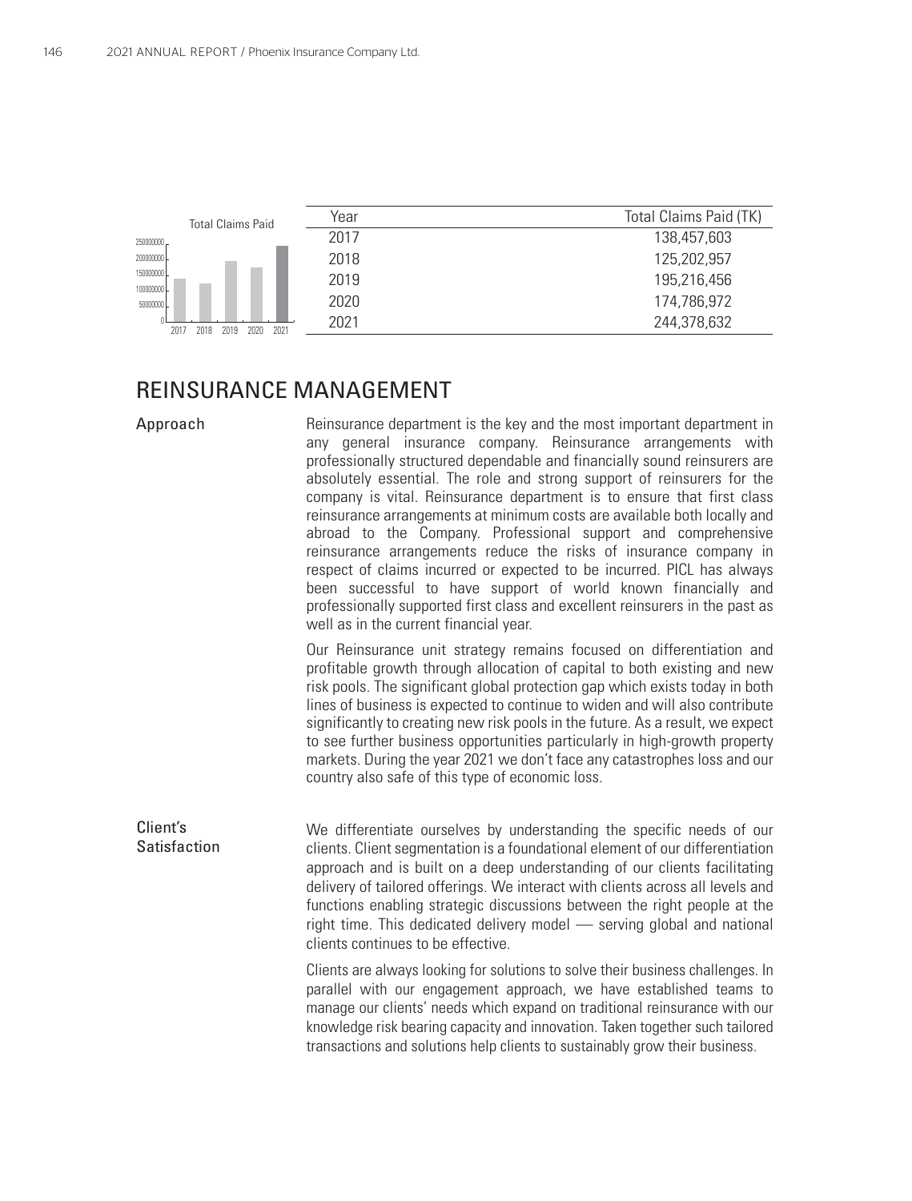| Year | Total Claims Paid (TK) |
|---|---|
| 2017 | 138,457,603 |
| 2018 | 125,202,957 |
| 2019 | 195,216,456 |
| 2020 | 174,786,972 |
| 2021 | 244,378,632 |

## REINSURANCE MANAGEMENT

### Approach

Reinsurance department is the key and the most important department in any general insurance company. Reinsurance arrangements with professionally structured dependable and financially sound reinsurers are absolutely essential. The role and strong support of reinsurers for the company is vital. Reinsurance department is to ensure that first class reinsurance arrangements at minimum costs are available both locally and abroad to the Company. Professional support and comprehensive reinsurance arrangements reduce the risks of insurance company in respect of claims incurred or expected to be incurred. PICL has always been successful to have support of world known financially and professionally supported first class and excellent reinsurers in the past as well as in the current financial year.

Our Reinsurance unit strategy remains focused on differentiation and profitable growth through allocation of capital to both existing and new risk pools. The significant global protection gap which exists today in both lines of business is expected to continue to widen and will also contribute significantly to creating new risk pools in the future. As a result, we expect to see further business opportunities particularly in high-growth property markets. During the year 2021 we don't face any catastrophes loss and our country also safe of this type of economic loss.

### Client's Satisfaction

We differentiate ourselves by understanding the specific needs of our clients. Client segmentation is a foundational element of our differentiation approach and is built on a deep understanding of our clients facilitating delivery of tailored offerings. We interact with clients across all levels and functions enabling strategic discussions between the right people at the right time. This dedicated delivery model — serving global and national clients continues to be effective.

Clients are always looking for solutions to solve their business challenges. In parallel with our engagement approach, we have established teams to manage our clients' needs which expand on traditional reinsurance with our knowledge risk bearing capacity and innovation. Taken together such tailored transactions and solutions help clients to sustainably grow their business.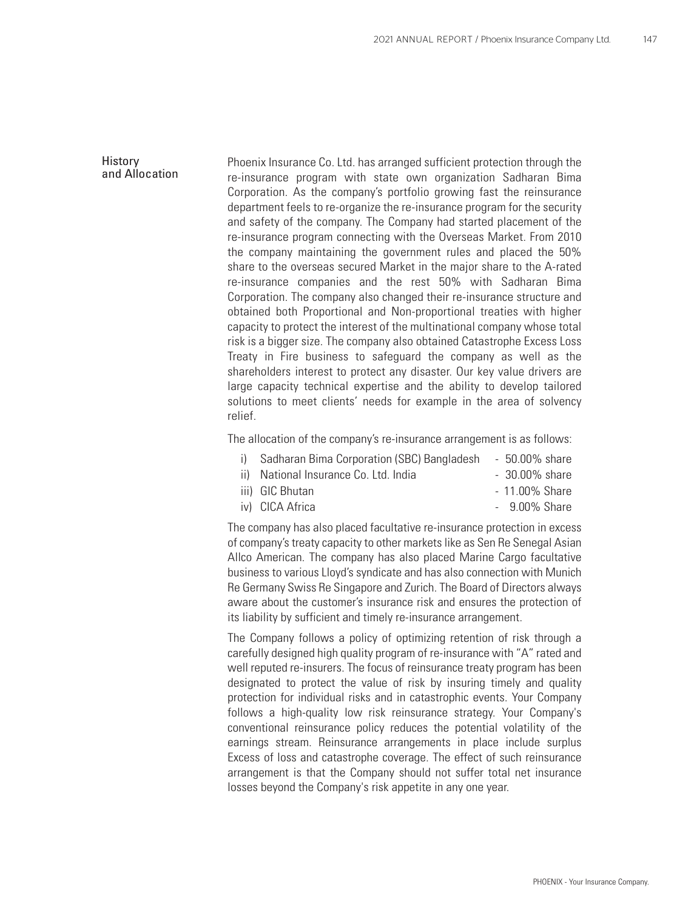## History and Allocation

Phoenix Insurance Co. Ltd. has arranged sufficient protection through the re-insurance program with state own organization Sadharan Bima Corporation. As the company's portfolio growing fast the reinsurance department feels to re-organize the re-insurance program for the security and safety of the company. The Company had started placement of the re-insurance program connecting with the Overseas Market. From 2010 the company maintaining the government rules and placed the 50% share to the overseas secured Market in the major share to the A-rated re-insurance companies and the rest 50% with Sadharan Bima Corporation. The company also changed their re-insurance structure and obtained both Proportional and Non-proportional treaties with higher capacity to protect the interest of the multinational company whose total risk is a bigger size. The company also obtained Catastrophe Excess Loss Treaty in Fire business to safeguard the company as well as the shareholders interest to protect any disaster. Our key value drivers are large capacity technical expertise and the ability to develop tailored solutions to meet clients' needs for example in the area of solvency relief.

The allocation of the company's re-insurance arrangement is as follows:

i) Sadharan Bima Corporation (SBC) Bangladesh - 50.00% share
ii) National Insurance Co. Ltd. India - 30.00% share
iii) GIC Bhutan - 11.00% Share
iv) CICA Africa - 9.00% Share

The company has also placed facultative re-insurance protection in excess of company's treaty capacity to other markets like as Sen Re Senegal Asian Allco American. The company has also placed Marine Cargo facultative business to various Lloyd's syndicate and has also connection with Munich Re Germany Swiss Re Singapore and Zurich. The Board of Directors always aware about the customer's insurance risk and ensures the protection of its liability by sufficient and timely re-insurance arrangement.

The Company follows a policy of optimizing retention of risk through a carefully designed high quality program of re-insurance with "A" rated and well reputed re-insurers. The focus of reinsurance treaty program has been designated to protect the value of risk by insuring timely and quality protection for individual risks and in catastrophic events. Your Company follows a high-quality low risk reinsurance strategy. Your Company's conventional reinsurance policy reduces the potential volatility of the earnings stream. Reinsurance arrangements in place include surplus Excess of loss and catastrophe coverage. The effect of such reinsurance arrangement is that the Company should not suffer total net insurance losses beyond the Company's risk appetite in any one year.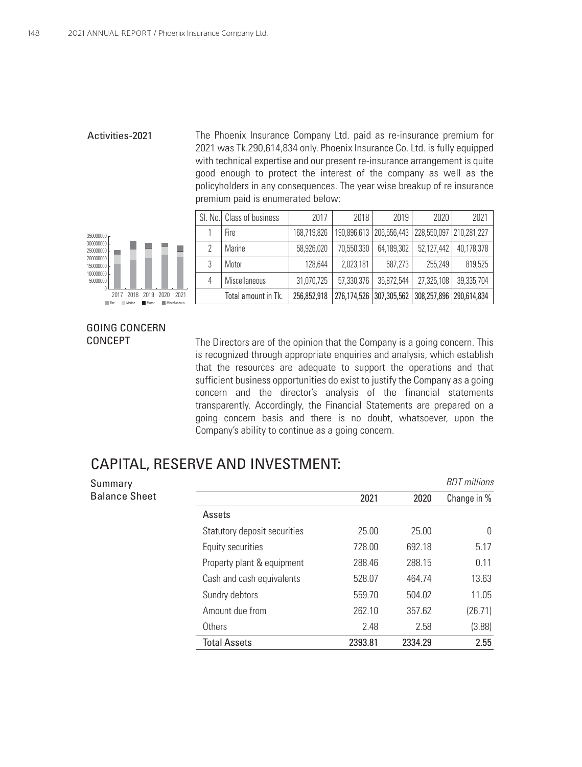## Activities-2021

The Phoenix Insurance Company Ltd. paid as re-insurance premium for 2021 was Tk.290,614,834 only. Phoenix Insurance Co. Ltd. is fully equipped with technical expertise and our present re-insurance arrangement is quite good enough to protect the interest of the company as well as the policyholders in any consequences. The year wise breakup of re insurance premium paid is enumerated below:

| Sl. No. | Class of business | 2017 | 2018 | 2019 | 2020 | 2021 |
|---|---|---|---|---|---|---|
| 1 | Fire | 168,719,826 | 190,896,613 | 206,556,443 | 228,550,097 | 210,281,227 |
| 2 | Marine | 58,926,020 | 70,550,330 | 64,189,302 | 52,127,442 | 40,178,378 |
| 3 | Motor | 128,644 | 2,023,181 | 687,273 | 255,249 | 819,525 |
| 4 | Miscellaneous | 31,070,725 | 57,330,376 | 35,872,544 | 27,325,108 | 39,335,704 |
| | Total amount in Tk. | 256,852,918 | 276,174,526 | 307,305,562 | 308,257,896 | 290,614,834 |

## GOING CONCERN CONCEPT

The Directors are of the opinion that the Company is a going concern. This is recognized through appropriate enquiries and analysis, which establish that the resources are adequate to support the operations and that sufficient business opportunities do exist to justify the Company as a going concern and the director's analysis of the financial statements transparently. Accordingly, the Financial Statements are prepared on a going concern basis and there is no doubt, whatsoever, upon the Company's ability to continue as a going concern.

# CAPITAL, RESERVE AND INVESTMENT:

### Summary Balance Sheet

*BDT millions*

| | 2021 | 2020 | Change in % |
|---|---|---|---|
| **Assets** | | | |
| Statutory deposit securities | 25.00 | 25.00 | 0 |
| Equity securities | 728.00 | 692.18 | 5.17 |
| Property plant & equipment | 288.46 | 288.15 | 0.11 |
| Cash and cash equivalents | 528.07 | 464.74 | 13.63 |
| Sundry debtors | 559.70 | 504.02 | 11.05 |
| Amount due from | 262.10 | 357.62 | (26.71) |
| Others | 2.48 | 2.58 | (3.88) |
| **Total Assets** | **2393.81** | **2334.29** | **2.55** |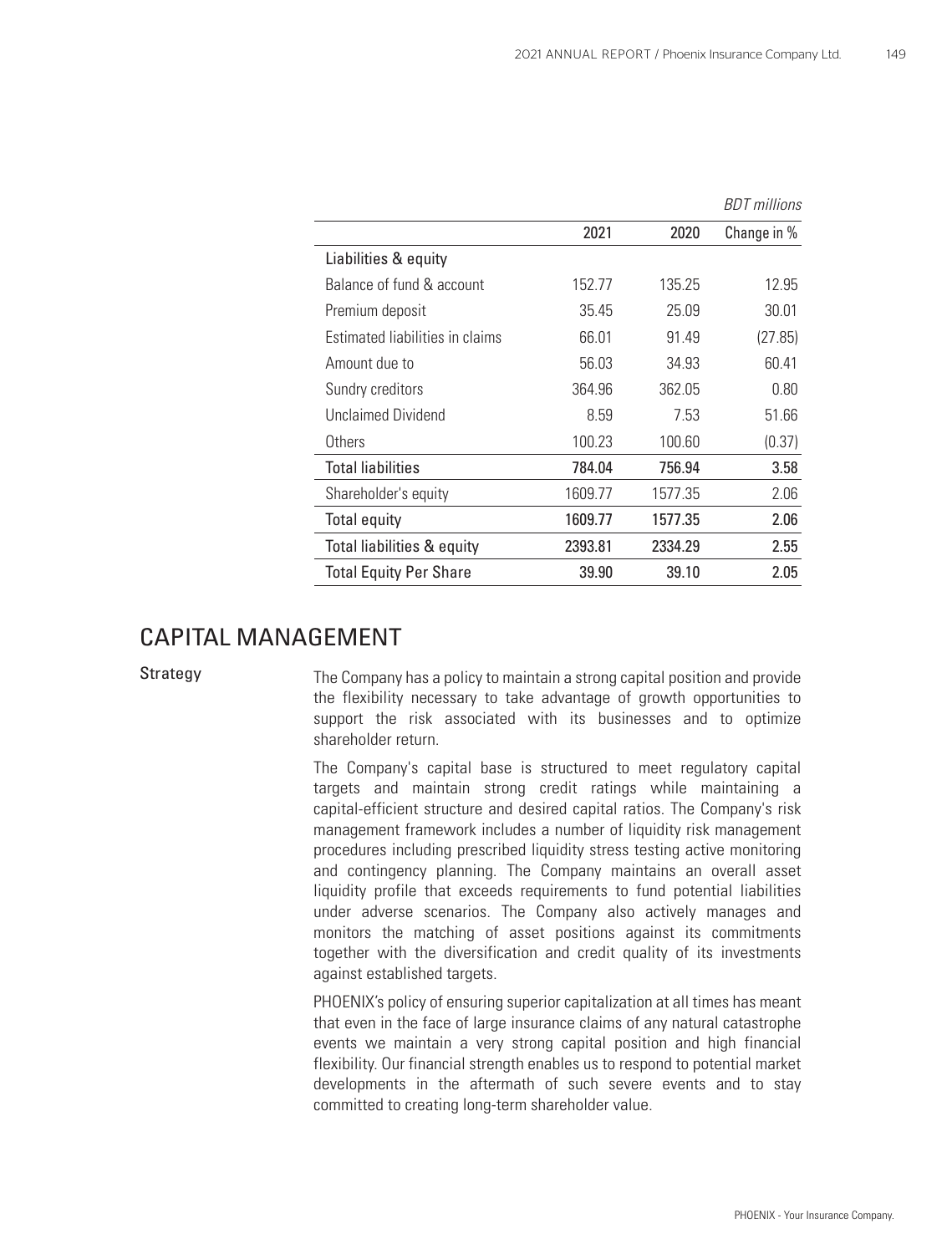*BDT millions*

| | 2021 | 2020 | Change in % |
|---|---|---|---|
| Liabilities & equity | | | |
| Balance of fund & account | 152.77 | 135.25 | 12.95 |
| Premium deposit | 35.45 | 25.09 | 30.01 |
| Estimated liabilities in claims | 66.01 | 91.49 | (27.85) |
| Amount due to | 56.03 | 34.93 | 60.41 |
| Sundry creditors | 364.96 | 362.05 | 0.80 |
| Unclaimed Dividend | 8.59 | 7.53 | 51.66 |
| Others | 100.23 | 100.60 | (0.37) |
| **Total liabilities** | **784.04** | **756.94** | **3.58** |
| Shareholder's equity | 1609.77 | 1577.35 | 2.06 |
| **Total equity** | **1609.77** | **1577.35** | **2.06** |
| **Total liabilities & equity** | **2393.81** | **2334.29** | **2.55** |
| **Total Equity Per Share** | **39.90** | **39.10** | **2.05** |

## CAPITAL MANAGEMENT

### Strategy

The Company has a policy to maintain a strong capital position and provide the flexibility necessary to take advantage of growth opportunities to support the risk associated with its businesses and to optimize shareholder return.

The Company's capital base is structured to meet regulatory capital targets and maintain strong credit ratings while maintaining a capital-efficient structure and desired capital ratios. The Company's risk management framework includes a number of liquidity risk management procedures including prescribed liquidity stress testing active monitoring and contingency planning. The Company maintains an overall asset liquidity profile that exceeds requirements to fund potential liabilities under adverse scenarios. The Company also actively manages and monitors the matching of asset positions against its commitments together with the diversification and credit quality of its investments against established targets.

PHOENIX's policy of ensuring superior capitalization at all times has meant that even in the face of large insurance claims of any natural catastrophe events we maintain a very strong capital position and high financial flexibility. Our financial strength enables us to respond to potential market developments in the aftermath of such severe events and to stay committed to creating long-term shareholder value.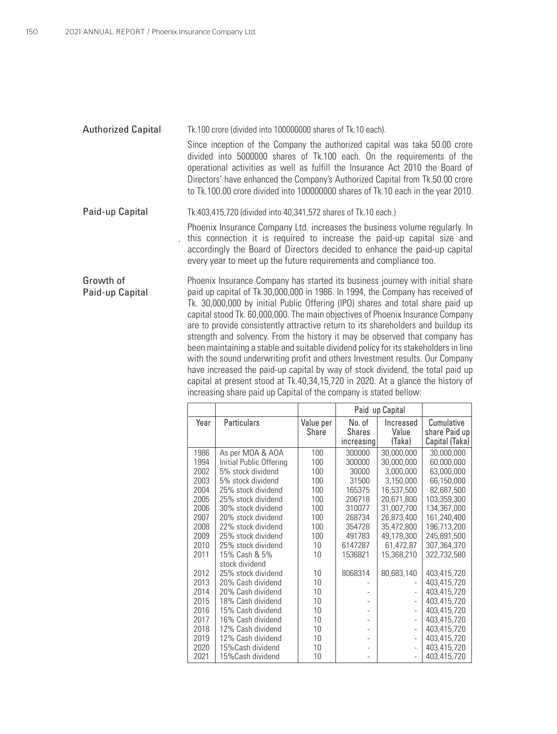## Authorized Capital

Tk.100 crore (divided into 100000000 shares of Tk.10 each).

Since inception of the Company the authorized capital was taka 50.00 crore divided into 5000000 shares of Tk.100 each. On the requirements of the operational activities as well as fulfill the Insurance Act 2010 the Board of Directors' have enhanced the Company's Authorized Capital from Tk.50.00 crore to Tk.100.00 crore divided into 100000000 shares of Tk.10 each in the year 2010.

## Paid-up Capital

Tk.403,415,720 (divided into 40,341,572 shares of Tk.10 each.)

Phoenix Insurance Company Ltd. increases the business volume regularly. In this connection it is required to increase the paid-up capital size and accordingly the Board of Directors decided to enhance the paid-up capital every year to meet up the future requirements and compliance too.

## Growth of Paid-up Capital

Phoenix Insurance Company has started its business journey with initial share paid up capital of Tk.30,000,000 in 1986. In 1994, the Company has received of Tk. 30,000,000 by initial Public Offering (IPO) shares and total share paid up capital stood Tk. 60,000,000. The main objectives of Phoenix Insurance Company are to provide consistently attractive return to its shareholders and buildup its strength and solvency. From the history it may be observed that company has been maintaining a stable and suitable dividend policy for its stakeholders in line with the sound underwriting profit and others Investment results. Our Company have increased the paid-up capital by way of stock dividend, the total paid up capital at present stood at Tk.40,34,15,720 in 2020. At a glance the history of increasing share paid up Capital of the company is stated bellow:

| | | | Paid up Capital | | |
|---|---|---|---|---|---|
| Year | Particulars | Value per Share | No. of Shares increasing | Increased Value (Taka) | Cumulative share Paid up Capital (Taka) |
| 1986 | As per MOA & AOA | 100 | 300000 | 30,000,000 | 30,000,000 |
| 1994 | Initial Public Offering | 100 | 300000 | 30,000,000 | 60,000,000 |
| 2002 | 5% stock dividend | 100 | 30000 | 3,000,000 | 63,000,000 |
| 2003 | 5% stock dividend | 100 | 31500 | 3,150,000 | 66,150,000 |
| 2004 | 25% stock dividend | 100 | 165375 | 16,537,500 | 82,687,500 |
| 2005 | 25% stock dividend | 100 | 206718 | 20,671,800 | 103,359,300 |
| 2006 | 30% stock dividend | 100 | 310077 | 31,007,700 | 134,367,000 |
| 2007 | 20% stock dividend | 100 | 268734 | 26,873,400 | 161,240,400 |
| 2008 | 22% stock dividend | 100 | 354728 | 35,472,800 | 196,713,200 |
| 2009 | 25% stock dividend | 100 | 491783 | 49,178,300 | 245,891,500 |
| 2010 | 25% stock dividend | 10 | 6147287 | 61,472,87 | 307,364,370 |
| 2011 | 15% Cash & 5% stock dividend | 10 | 1536821 | 15,368,210 | 322,732,580 |
| 2012 | 25% stock dividend | 10 | 8068314 | 80,683,140 | 403,415,720 |
| 2013 | 20% Cash dividend | 10 | - | - | 403,415,720 |
| 2014 | 20% Cash dividend | 10 | - | - | 403,415,720 |
| 2015 | 18% Cash dividend | 10 | - | - | 403,415,720 |
| 2016 | 15% Cash dividend | 10 | - | - | 403,415,720 |
| 2017 | 16% Cash dividend | 10 | - | - | 403,415,720 |
| 2018 | 12% Cash dividend | 10 | - | - | 403,415,720 |
| 2019 | 12% Cash dividend | 10 | - | - | 403,415,720 |
| 2020 | 15%Cash dividend | 10 | - | - | 403,415,720 |
| 2021 | 15%Cash dividend | 10 | - | - | 403,415,720 |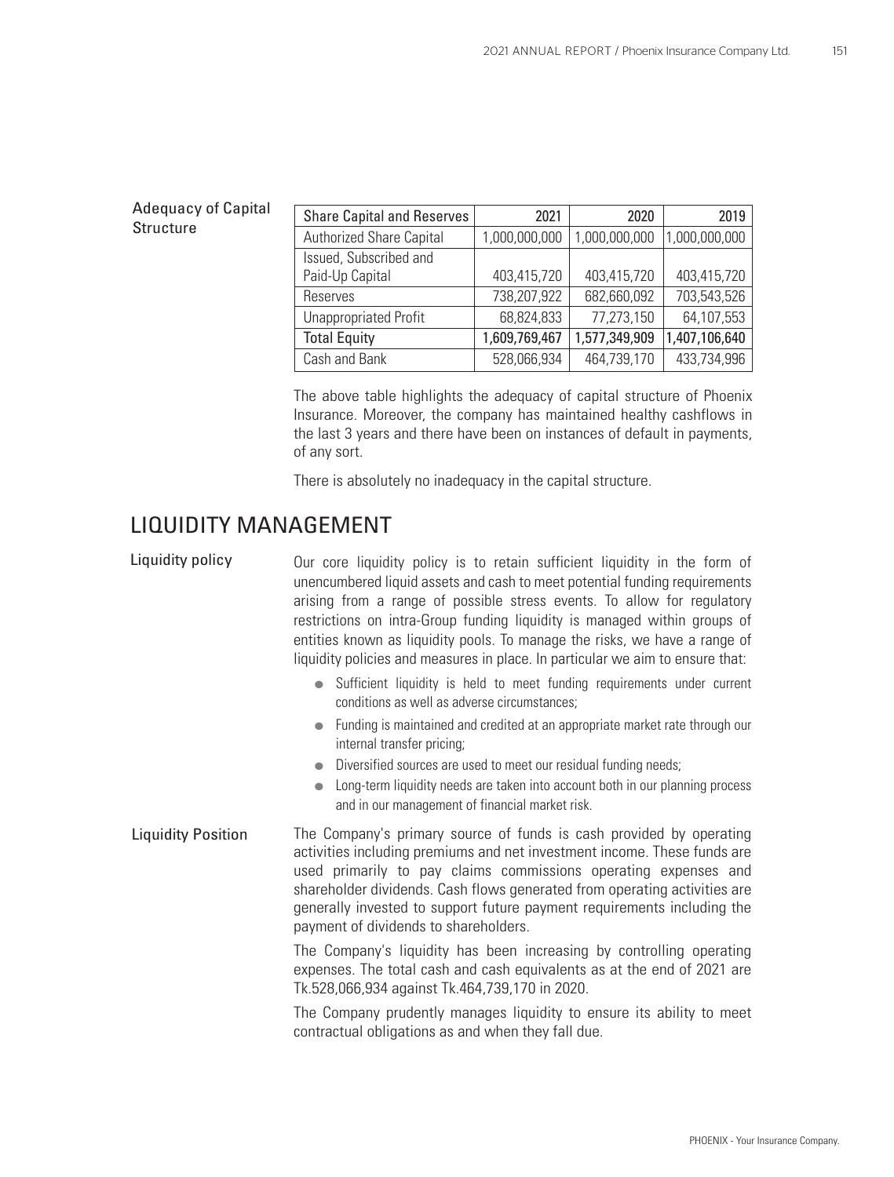### Adequacy of Capital Structure

| Share Capital and Reserves | 2021 | 2020 | 2019 |
|---|---|---|---|
| Authorized Share Capital | 1,000,000,000 | 1,000,000,000 | 1,000,000,000 |
| Issued, Subscribed and Paid-Up Capital | 403,415,720 | 403,415,720 | 403,415,720 |
| Reserves | 738,207,922 | 682,660,092 | 703,543,526 |
| Unappropriated Profit | 68,824,833 | 77,273,150 | 64,107,553 |
| Total Equity | 1,609,769,467 | 1,577,349,909 | 1,407,106,640 |
| Cash and Bank | 528,066,934 | 464,739,170 | 433,734,996 |

The above table highlights the adequacy of capital structure of Phoenix Insurance. Moreover, the company has maintained healthy cashflows in the last 3 years and there have been on instances of default in payments, of any sort.

There is absolutely no inadequacy in the capital structure.

## LIQUIDITY MANAGEMENT

### Liquidity policy

Our core liquidity policy is to retain sufficient liquidity in the form of unencumbered liquid assets and cash to meet potential funding requirements arising from a range of possible stress events. To allow for regulatory restrictions on intra-Group funding liquidity is managed within groups of entities known as liquidity pools. To manage the risks, we have a range of liquidity policies and measures in place. In particular we aim to ensure that:

- Sufficient liquidity is held to meet funding requirements under current conditions as well as adverse circumstances;
- Funding is maintained and credited at an appropriate market rate through our internal transfer pricing;
- Diversified sources are used to meet our residual funding needs;
- Long-term liquidity needs are taken into account both in our planning process and in our management of financial market risk.

### Liquidity Position

The Company's primary source of funds is cash provided by operating activities including premiums and net investment income. These funds are used primarily to pay claims commissions operating expenses and shareholder dividends. Cash flows generated from operating activities are generally invested to support future payment requirements including the payment of dividends to shareholders.

The Company's liquidity has been increasing by controlling operating expenses. The total cash and cash equivalents as at the end of 2021 are Tk.528,066,934 against Tk.464,739,170 in 2020.

The Company prudently manages liquidity to ensure its ability to meet contractual obligations as and when they fall due.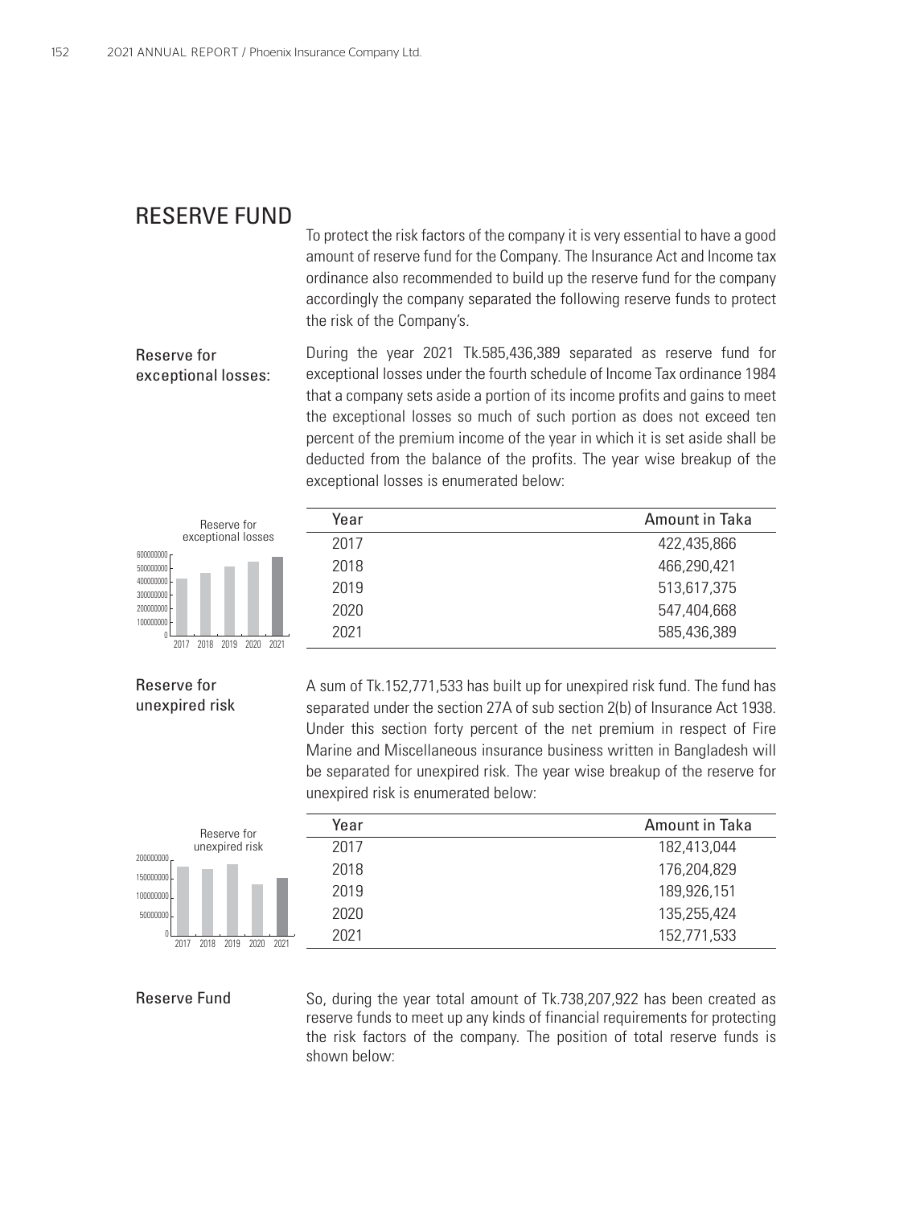# RESERVE FUND

To protect the risk factors of the company it is very essential to have a good amount of reserve fund for the Company. The Insurance Act and Income tax ordinance also recommended to build up the reserve fund for the company accordingly the company separated the following reserve funds to protect the risk of the Company's.

## Reserve for exceptional losses:

During the year 2021 Tk.585,436,389 separated as reserve fund for exceptional losses under the fourth schedule of Income Tax ordinance 1984 that a company sets aside a portion of its income profits and gains to meet the exceptional losses so much of such portion as does not exceed ten percent of the premium income of the year in which it is set aside shall be deducted from the balance of the profits. The year wise breakup of the exceptional losses is enumerated below:

| Year | Amount in Taka |
|---|---|
| 2017 | 422,435,866 |
| 2018 | 466,290,421 |
| 2019 | 513,617,375 |
| 2020 | 547,404,668 |
| 2021 | 585,436,389 |

## Reserve for unexpired risk

A sum of Tk.152,771,533 has built up for unexpired risk fund. The fund has separated under the section 27A of sub section 2(b) of Insurance Act 1938. Under this section forty percent of the net premium in respect of Fire Marine and Miscellaneous insurance business written in Bangladesh will be separated for unexpired risk. The year wise breakup of the reserve for unexpired risk is enumerated below:

| Year | Amount in Taka |
|---|---|
| 2017 | 182,413,044 |
| 2018 | 176,204,829 |
| 2019 | 189,926,151 |
| 2020 | 135,255,424 |
| 2021 | 152,771,533 |

## Reserve Fund

So, during the year total amount of Tk.738,207,922 has been created as reserve funds to meet up any kinds of financial requirements for protecting the risk factors of the company. The position of total reserve funds is shown below: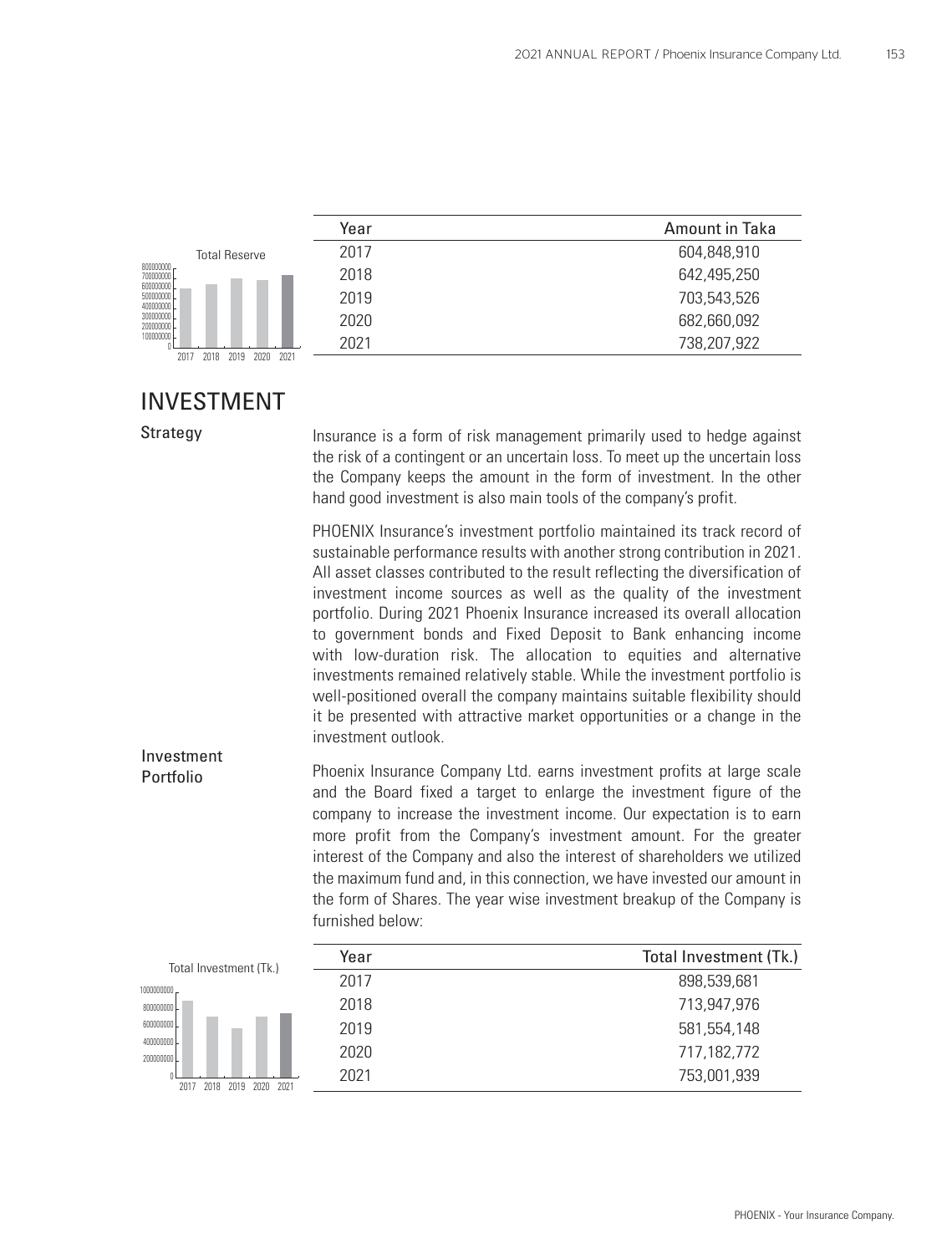| Year | Amount in Taka |
|---|---|
| 2017 | 604,848,910 |
| 2018 | 642,495,250 |
| 2019 | 703,543,526 |
| 2020 | 682,660,092 |
| 2021 | 738,207,922 |

# INVESTMENT

## Strategy

Insurance is a form of risk management primarily used to hedge against the risk of a contingent or an uncertain loss. To meet up the uncertain loss the Company keeps the amount in the form of investment. In the other hand good investment is also main tools of the company's profit.

PHOENIX Insurance's investment portfolio maintained its track record of sustainable performance results with another strong contribution in 2021. All asset classes contributed to the result reflecting the diversification of investment income sources as well as the quality of the investment portfolio. During 2021 Phoenix Insurance increased its overall allocation to government bonds and Fixed Deposit to Bank enhancing income with low-duration risk. The allocation to equities and alternative investments remained relatively stable. While the investment portfolio is well-positioned overall the company maintains suitable flexibility should it be presented with attractive market opportunities or a change in the investment outlook.

## Investment Portfolio

Phoenix Insurance Company Ltd. earns investment profits at large scale and the Board fixed a target to enlarge the investment figure of the company to increase the investment income. Our expectation is to earn more profit from the Company's investment amount. For the greater interest of the Company and also the interest of shareholders we utilized the maximum fund and, in this connection, we have invested our amount in the form of Shares. The year wise investment breakup of the Company is furnished below:

| Year | Total Investment (Tk.) |
|---|---|
| 2017 | 898,539,681 |
| 2018 | 713,947,976 |
| 2019 | 581,554,148 |
| 2020 | 717,182,772 |
| 2021 | 753,001,939 |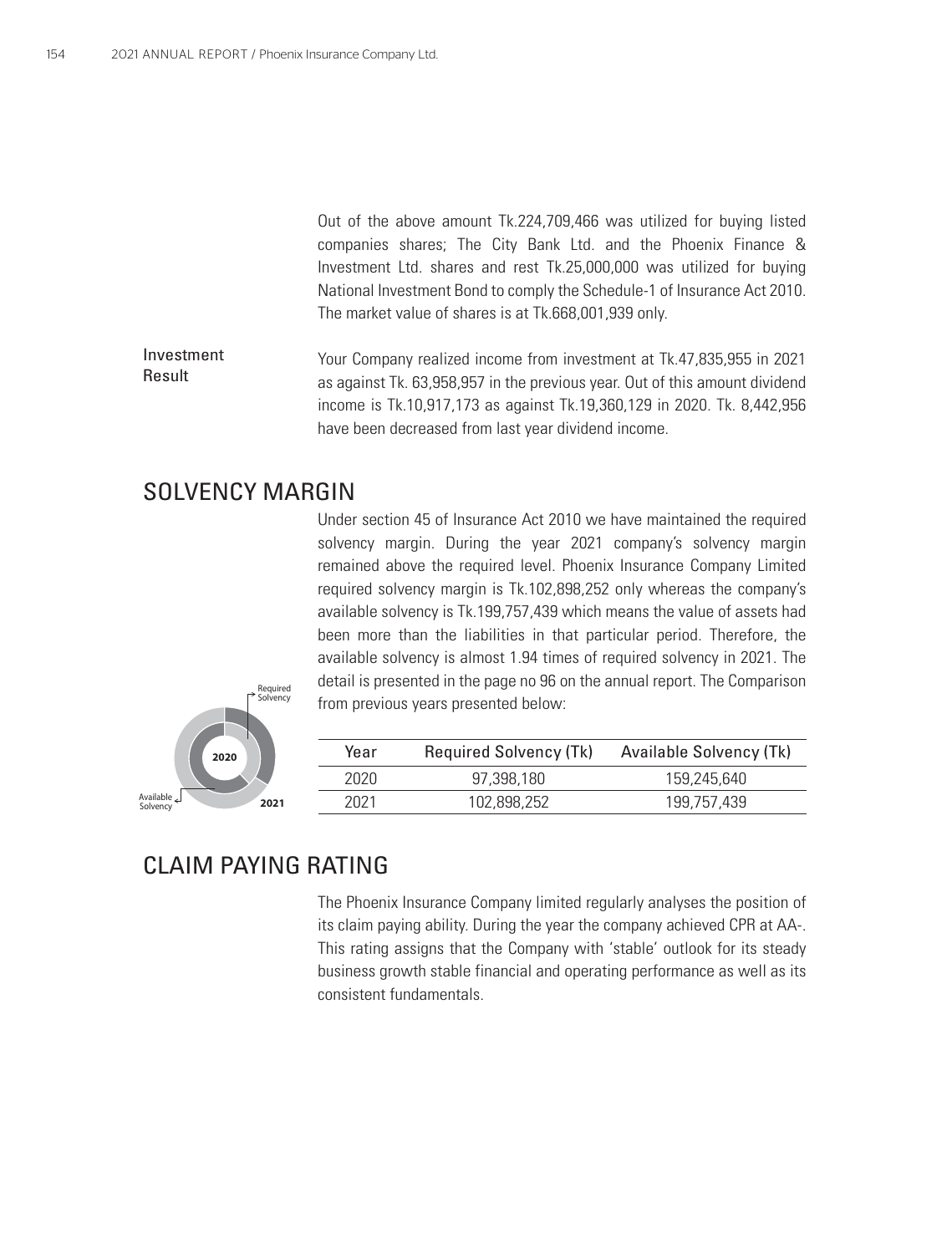Out of the above amount Tk.224,709,466 was utilized for buying listed companies shares; The City Bank Ltd. and the Phoenix Finance & Investment Ltd. shares and rest Tk.25,000,000 was utilized for buying National Investment Bond to comply the Schedule-1 of Insurance Act 2010. The market value of shares is at Tk.668,001,939 only.

**Investment Result**

Your Company realized income from investment at Tk.47,835,955 in 2021 as against Tk. 63,958,957 in the previous year. Out of this amount dividend income is Tk.10,917,173 as against Tk.19,360,129 in 2020. Tk. 8,442,956 have been decreased from last year dividend income.

## SOLVENCY MARGIN

Under section 45 of Insurance Act 2010 we have maintained the required solvency margin. During the year 2021 company's solvency margin remained above the required level. Phoenix Insurance Company Limited required solvency margin is Tk.102,898,252 only whereas the company's available solvency is Tk.199,757,439 which means the value of assets had been more than the liabilities in that particular period. Therefore, the available solvency is almost 1.94 times of required solvency in 2021. The detail is presented in the page no 96 on the annual report. The Comparison from previous years presented below:

Required Solvency

2020

Available Solvency

2021

| Year | Required Solvency (Tk) | Available Solvency (Tk) |
|---|---|---|
| 2020 | 97,398,180 | 159,245,640 |
| 2021 | 102,898,252 | 199,757,439 |

## CLAIM PAYING RATING

The Phoenix Insurance Company limited regularly analyses the position of its claim paying ability. During the year the company achieved CPR at AA-. This rating assigns that the Company with 'stable' outlook for its steady business growth stable financial and operating performance as well as its consistent fundamentals.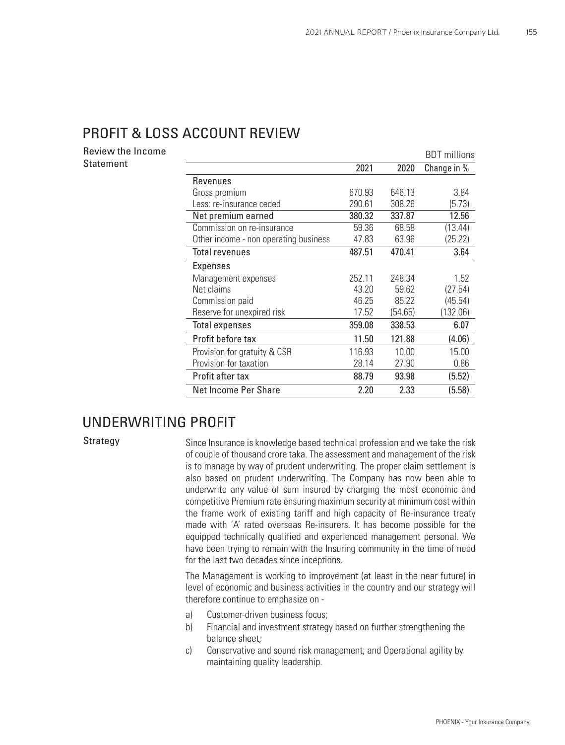## PROFIT & LOSS ACCOUNT REVIEW

Review the Income Statement

BDT millions

| | 2021 | 2020 | Change in % |
|---|---|---|---|
| **Revenues** | | | |
| Gross premium | 670.93 | 646.13 | 3.84 |
| Less: re-insurance ceded | 290.61 | 308.26 | (5.73) |
| **Net premium earned** | **380.32** | **337.87** | **12.56** |
| Commission on re-insurance | 59.36 | 68.58 | (13.44) |
| Other income - non operating business | 47.83 | 63.96 | (25.22) |
| **Total revenues** | **487.51** | **470.41** | **3.64** |
| **Expenses** | | | |
| Management expenses | 252.11 | 248.34 | 1.52 |
| Net claims | 43.20 | 59.62 | (27.54) |
| Commission paid | 46.25 | 85.22 | (45.54) |
| Reserve for unexpired risk | 17.52 | (54.65) | (132.06) |
| **Total expenses** | **359.08** | **338.53** | **6.07** |
| **Profit before tax** | **11.50** | **121.88** | **(4.06)** |
| Provision for gratuity & CSR | 116.93 | 10.00 | 15.00 |
| Provision for taxation | 28.14 | 27.90 | 0.86 |
| **Profit after tax** | **88.79** | **93.98** | **(5.52)** |
| **Net Income Per Share** | **2.20** | **2.33** | **(5.58)** |

## UNDERWRITING PROFIT

Strategy

Since Insurance is knowledge based technical profession and we take the risk of couple of thousand crore taka. The assessment and management of the risk is to manage by way of prudent underwriting. The proper claim settlement is also based on prudent underwriting. The Company has now been able to underwrite any value of sum insured by charging the most economic and competitive Premium rate ensuring maximum security at minimum cost within the frame work of existing tariff and high capacity of Re-insurance treaty made with 'A' rated overseas Re-insurers. It has become possible for the equipped technically qualified and experienced management personal. We have been trying to remain with the Insuring community in the time of need for the last two decades since inceptions.

The Management is working to improvement (at least in the near future) in level of economic and business activities in the country and our strategy will therefore continue to emphasize on -

a) Customer-driven business focus;
b) Financial and investment strategy based on further strengthening the balance sheet;
c) Conservative and sound risk management; and Operational agility by maintaining quality leadership.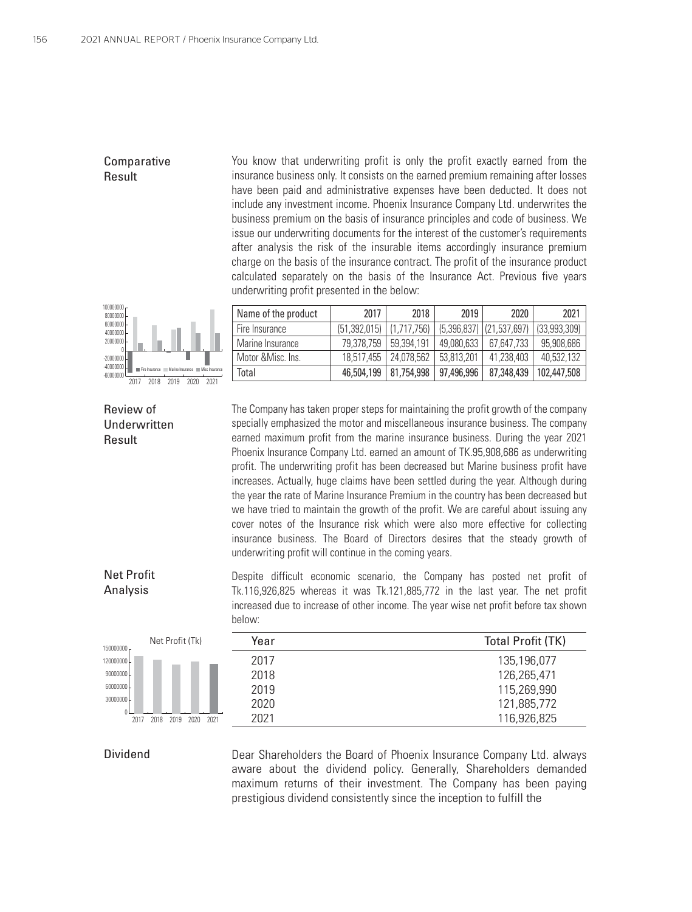## Comparative Result

You know that underwriting profit is only the profit exactly earned from the insurance business only. It consists on the earned premium remaining after losses have been paid and administrative expenses have been deducted. It does not include any investment income. Phoenix Insurance Company Ltd. underwrites the business premium on the basis of insurance principles and code of business. We issue our underwriting documents for the interest of the customer's requirements after analysis the risk of the insurable items accordingly insurance premium charge on the basis of the insurance contract. The profit of the insurance product calculated separately on the basis of the Insurance Act. Previous five years underwriting profit presented in the below:

| Name of the product | 2017 | 2018 | 2019 | 2020 | 2021 |
|---|---|---|---|---|---|
| Fire Insurance | (51,392,015) | (1,717,756) | (5,396,837) | (21,537,697) | (33,993,309) |
| Marine Insurance | 79,378,759 | 59,394,191 | 49,080,633 | 67,647,733 | 95,908,686 |
| Motor &Misc. Ins. | 18,517,455 | 24,078,562 | 53,813,201 | 41,238,403 | 40,532,132 |
| **Total** | **46,504,199** | **81,754,998** | **97,496,996** | **87,348,439** | **102,447,508** |

## Review of Underwritten Result

The Company has taken proper steps for maintaining the profit growth of the company specially emphasized the motor and miscellaneous insurance business. The company earned maximum profit from the marine insurance business. During the year 2021 Phoenix Insurance Company Ltd. earned an amount of TK.95,908,686 as underwriting profit. The underwriting profit has been decreased but Marine business profit have increases. Actually, huge claims have been settled during the year. Although during the year the rate of Marine Insurance Premium in the country has been decreased but we have tried to maintain the growth of the profit. We are careful about issuing any cover notes of the Insurance risk which were also more effective for collecting insurance business. The Board of Directors desires that the steady growth of underwriting profit will continue in the coming years.

## Net Profit Analysis

Despite difficult economic scenario, the Company has posted net profit of Tk.116,926,825 whereas it was Tk.121,885,772 in the last year. The net profit increased due to increase of other income. The year wise net profit before tax shown below:

| Year | Total Profit (TK) |
|---|---|
| 2017 | 135,196,077 |
| 2018 | 126,265,471 |
| 2019 | 115,269,990 |
| 2020 | 121,885,772 |
| 2021 | 116,926,825 |

## Dividend

Dear Shareholders the Board of Phoenix Insurance Company Ltd. always aware about the dividend policy. Generally, Shareholders demanded maximum returns of their investment. The Company has been paying prestigious dividend consistently since the inception to fulfill the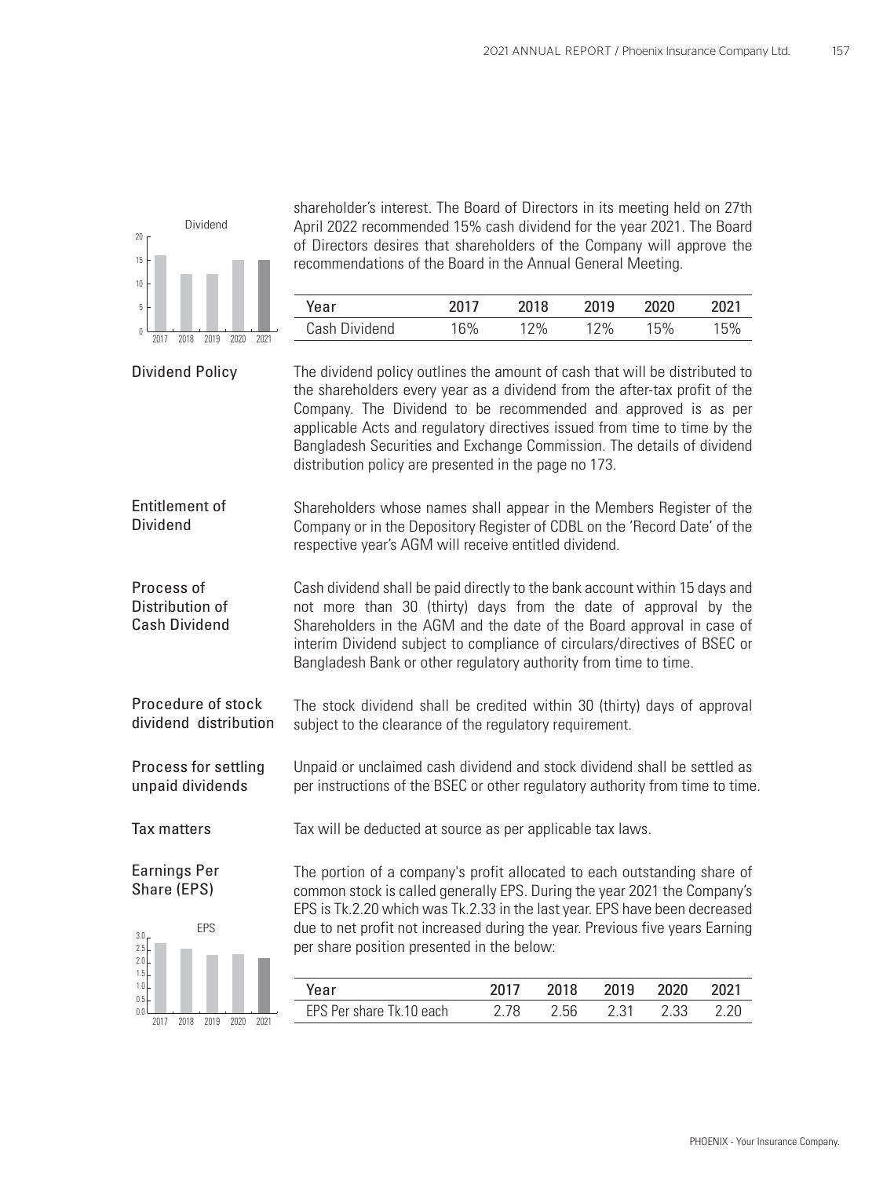shareholder's interest. The Board of Directors in its meeting held on 27th April 2022 recommended 15% cash dividend for the year 2021. The Board of Directors desires that shareholders of the Company will approve the recommendations of the Board in the Annual General Meeting.

| Year | 2017 | 2018 | 2019 | 2020 | 2021 |
|---|---|---|---|---|---|
| Cash Dividend | 16% | 12% | 12% | 15% | 15% |

**Dividend Policy**

The dividend policy outlines the amount of cash that will be distributed to the shareholders every year as a dividend from the after-tax profit of the Company. The Dividend to be recommended and approved is as per applicable Acts and regulatory directives issued from time to time by the Bangladesh Securities and Exchange Commission. The details of dividend distribution policy are presented in the page no 173.

**Entitlement of Dividend**

Shareholders whose names shall appear in the Members Register of the Company or in the Depository Register of CDBL on the 'Record Date' of the respective year's AGM will receive entitled dividend.

**Process of Distribution of Cash Dividend**

Cash dividend shall be paid directly to the bank account within 15 days and not more than 30 (thirty) days from the date of approval by the Shareholders in the AGM and the date of the Board approval in case of interim Dividend subject to compliance of circulars/directives of BSEC or Bangladesh Bank or other regulatory authority from time to time.

**Procedure of stock dividend distribution**

The stock dividend shall be credited within 30 (thirty) days of approval subject to the clearance of the regulatory requirement.

**Process for settling unpaid dividends**

Unpaid or unclaimed cash dividend and stock dividend shall be settled as per instructions of the BSEC or other regulatory authority from time to time.

**Tax matters**

Tax will be deducted at source as per applicable tax laws.

**Earnings Per Share (EPS)**

The portion of a company's profit allocated to each outstanding share of common stock is called generally EPS. During the year 2021 the Company's EPS is Tk.2.20 which was Tk.2.33 in the last year. EPS have been decreased due to net profit not increased during the year. Previous five years Earning per share position presented in the below:

| Year | 2017 | 2018 | 2019 | 2020 | 2021 |
|---|---|---|---|---|---|
| EPS Per share Tk.10 each | 2.78 | 2.56 | 2.31 | 2.33 | 2.20 |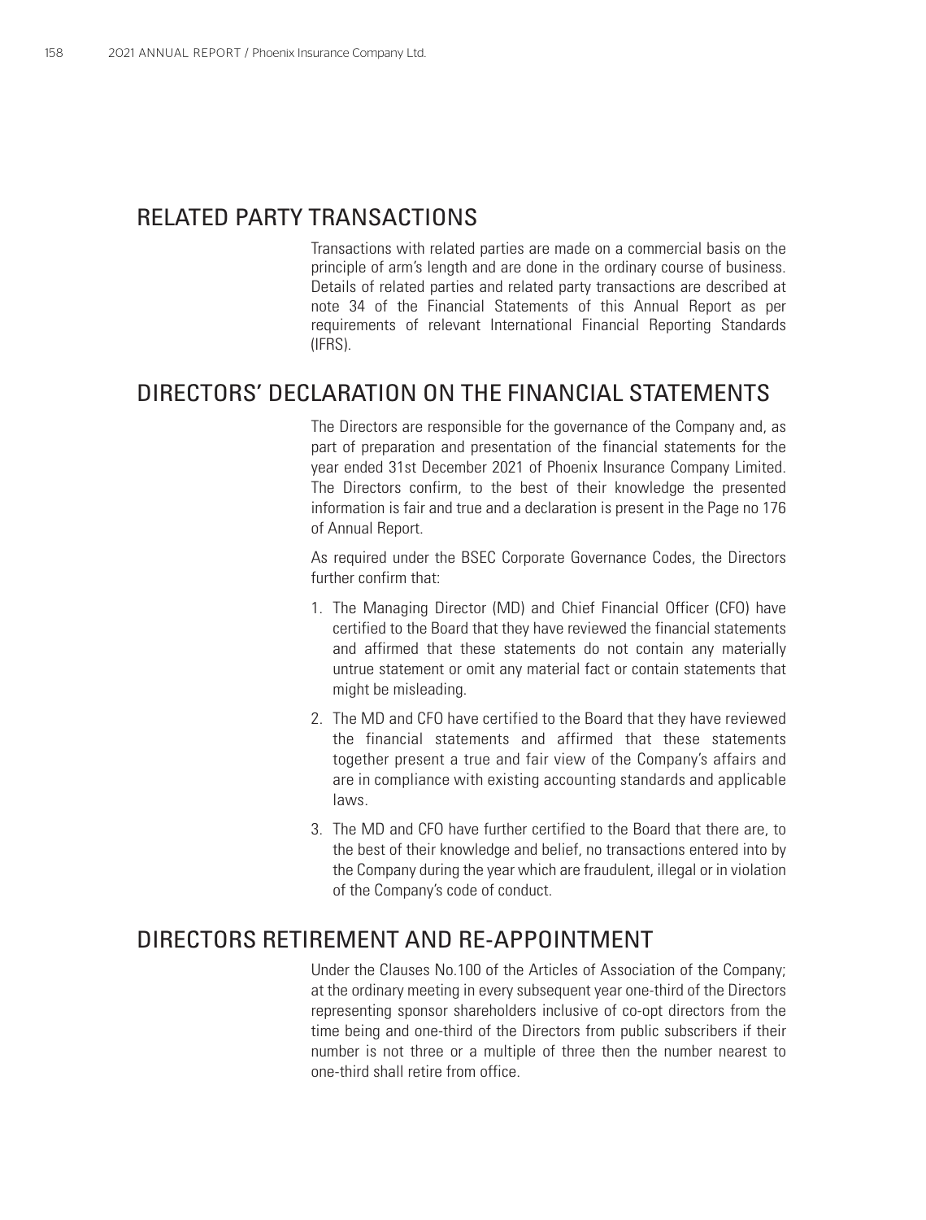## RELATED PARTY TRANSACTIONS

Transactions with related parties are made on a commercial basis on the principle of arm's length and are done in the ordinary course of business. Details of related parties and related party transactions are described at note 34 of the Financial Statements of this Annual Report as per requirements of relevant International Financial Reporting Standards (IFRS).

## DIRECTORS' DECLARATION ON THE FINANCIAL STATEMENTS

The Directors are responsible for the governance of the Company and, as part of preparation and presentation of the financial statements for the year ended 31st December 2021 of Phoenix Insurance Company Limited. The Directors confirm, to the best of their knowledge the presented information is fair and true and a declaration is present in the Page no 176 of Annual Report.

As required under the BSEC Corporate Governance Codes, the Directors further confirm that:

1. The Managing Director (MD) and Chief Financial Officer (CFO) have certified to the Board that they have reviewed the financial statements and affirmed that these statements do not contain any materially untrue statement or omit any material fact or contain statements that might be misleading.
2. The MD and CFO have certified to the Board that they have reviewed the financial statements and affirmed that these statements together present a true and fair view of the Company's affairs and are in compliance with existing accounting standards and applicable laws.
3. The MD and CFO have further certified to the Board that there are, to the best of their knowledge and belief, no transactions entered into by the Company during the year which are fraudulent, illegal or in violation of the Company's code of conduct.

## DIRECTORS RETIREMENT AND RE-APPOINTMENT

Under the Clauses No.100 of the Articles of Association of the Company; at the ordinary meeting in every subsequent year one-third of the Directors representing sponsor shareholders inclusive of co-opt directors from the time being and one-third of the Directors from public subscribers if their number is not three or a multiple of three then the number nearest to one-third shall retire from office.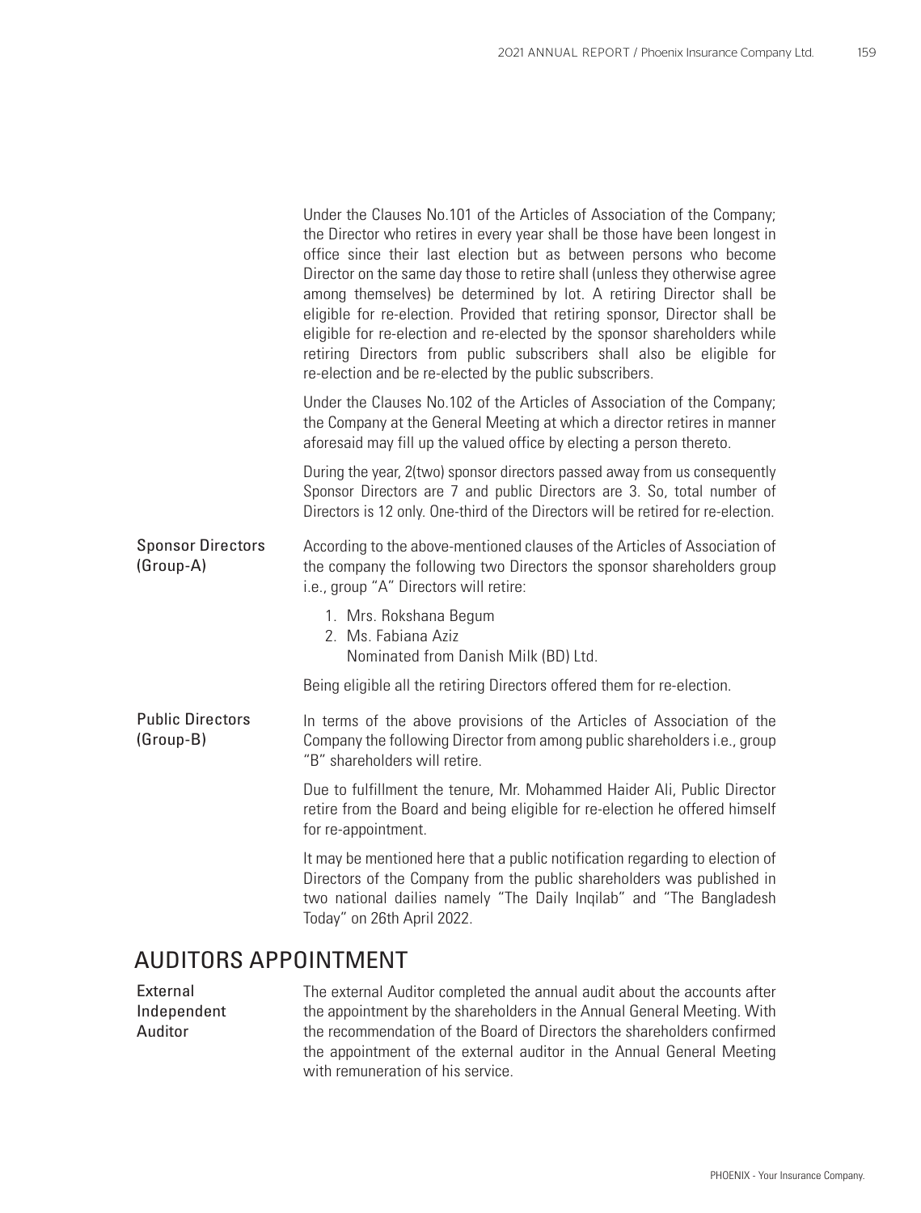Under the Clauses No.101 of the Articles of Association of the Company; the Director who retires in every year shall be those have been longest in office since their last election but as between persons who become Director on the same day those to retire shall (unless they otherwise agree among themselves) be determined by lot. A retiring Director shall be eligible for re-election. Provided that retiring sponsor, Director shall be eligible for re-election and re-elected by the sponsor shareholders while retiring Directors from public subscribers shall also be eligible for re-election and be re-elected by the public subscribers.

Under the Clauses No.102 of the Articles of Association of the Company; the Company at the General Meeting at which a director retires in manner aforesaid may fill up the valued office by electing a person thereto.

During the year, 2(two) sponsor directors passed away from us consequently Sponsor Directors are 7 and public Directors are 3. So, total number of Directors is 12 only. One-third of the Directors will be retired for re-election.

**Sponsor Directors (Group-A)**

According to the above-mentioned clauses of the Articles of Association of the company the following two Directors the sponsor shareholders group i.e., group "A" Directors will retire:

1. Mrs. Rokshana Begum
2. Ms. Fabiana Aziz
   Nominated from Danish Milk (BD) Ltd.

Being eligible all the retiring Directors offered them for re-election.

**Public Directors (Group-B)**

In terms of the above provisions of the Articles of Association of the Company the following Director from among public shareholders i.e., group "B" shareholders will retire.

Due to fulfillment the tenure, Mr. Mohammed Haider Ali, Public Director retire from the Board and being eligible for re-election he offered himself for re-appointment.

It may be mentioned here that a public notification regarding to election of Directors of the Company from the public shareholders was published in two national dailies namely "The Daily Inqilab" and "The Bangladesh Today" on 26th April 2022.

## AUDITORS APPOINTMENT

**External Independent Auditor**

The external Auditor completed the annual audit about the accounts after the appointment by the shareholders in the Annual General Meeting. With the recommendation of the Board of Directors the shareholders confirmed the appointment of the external auditor in the Annual General Meeting with remuneration of his service.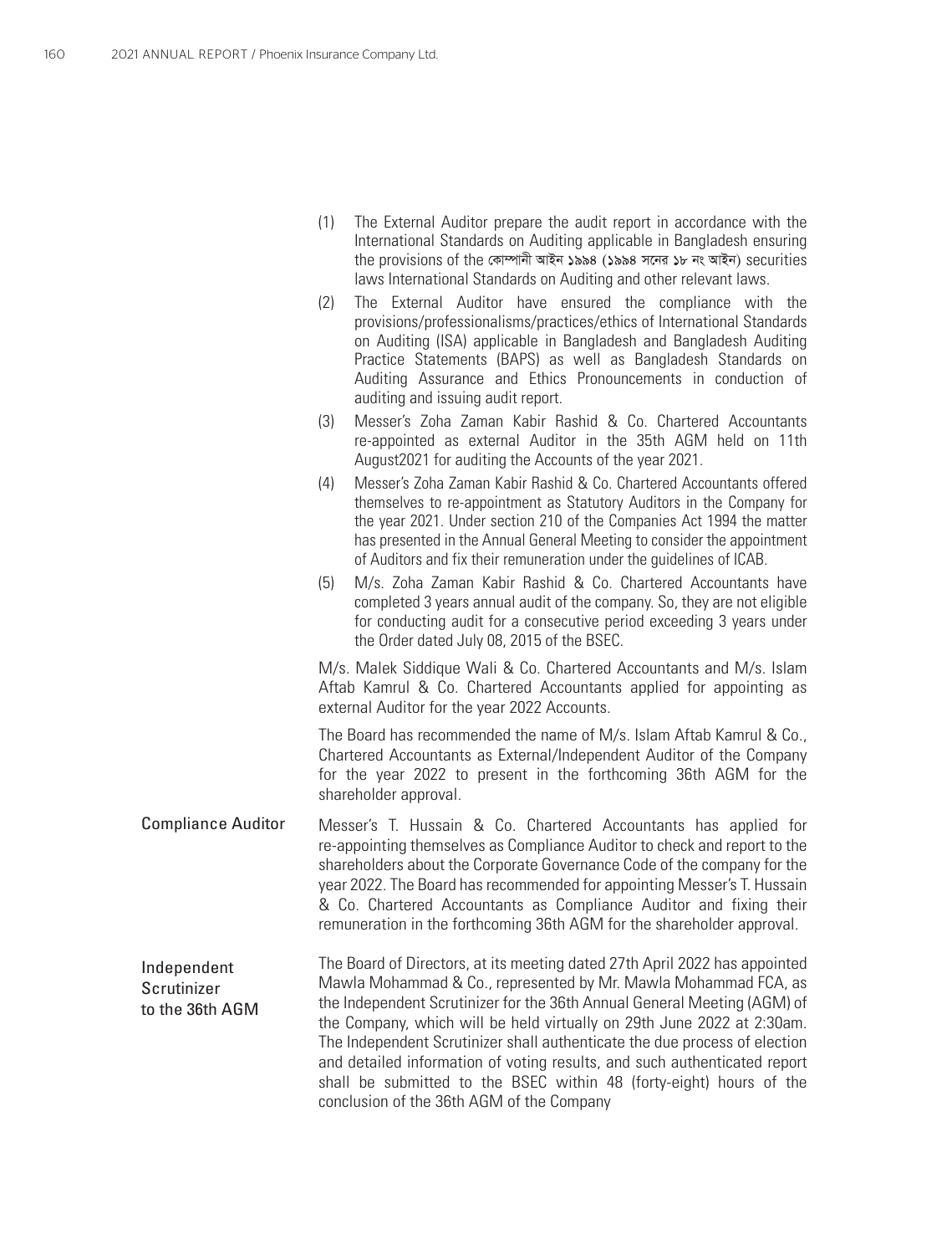(1) The External Auditor prepare the audit report in accordance with the International Standards on Auditing applicable in Bangladesh ensuring the provisions of the কোম্পানী আইন ১৯৯৪ (১৯৯৪ সনের ১৮ নং আইন) securities laws International Standards on Auditing and other relevant laws.

(2) The External Auditor have ensured the compliance with the provisions/professionalisms/practices/ethics of International Standards on Auditing (ISA) applicable in Bangladesh and Bangladesh Auditing Practice Statements (BAPS) as well as Bangladesh Standards on Auditing Assurance and Ethics Pronouncements in conduction of auditing and issuing audit report.

(3) Messer's Zoha Zaman Kabir Rashid & Co. Chartered Accountants re-appointed as external Auditor in the 35th AGM held on 11th August2021 for auditing the Accounts of the year 2021.

(4) Messer's Zoha Zaman Kabir Rashid & Co. Chartered Accountants offered themselves to re-appointment as Statutory Auditors in the Company for the year 2021. Under section 210 of the Companies Act 1994 the matter has presented in the Annual General Meeting to consider the appointment of Auditors and fix their remuneration under the guidelines of ICAB.

(5) M/s. Zoha Zaman Kabir Rashid & Co. Chartered Accountants have completed 3 years annual audit of the company. So, they are not eligible for conducting audit for a consecutive period exceeding 3 years under the Order dated July 08, 2015 of the BSEC.

M/s. Malek Siddique Wali & Co. Chartered Accountants and M/s. Islam Aftab Kamrul & Co. Chartered Accountants applied for appointing as external Auditor for the year 2022 Accounts.

The Board has recommended the name of M/s. Islam Aftab Kamrul & Co., Chartered Accountants as External/Independent Auditor of the Company for the year 2022 to present in the forthcoming 36th AGM for the shareholder approval.

**Compliance Auditor**

Messer's T. Hussain & Co. Chartered Accountants has applied for re-appointing themselves as Compliance Auditor to check and report to the shareholders about the Corporate Governance Code of the company for the year 2022. The Board has recommended for appointing Messer's T. Hussain & Co. Chartered Accountants as Compliance Auditor and fixing their remuneration in the forthcoming 36th AGM for the shareholder approval.

**Independent Scrutinizer to the 36th AGM**

The Board of Directors, at its meeting dated 27th April 2022 has appointed Mawla Mohammad & Co., represented by Mr. Mawla Mohammad FCA, as the Independent Scrutinizer for the 36th Annual General Meeting (AGM) of the Company, which will be held virtually on 29th June 2022 at 2:30am. The Independent Scrutinizer shall authenticate the due process of election and detailed information of voting results, and such authenticated report shall be submitted to the BSEC within 48 (forty-eight) hours of the conclusion of the 36th AGM of the Company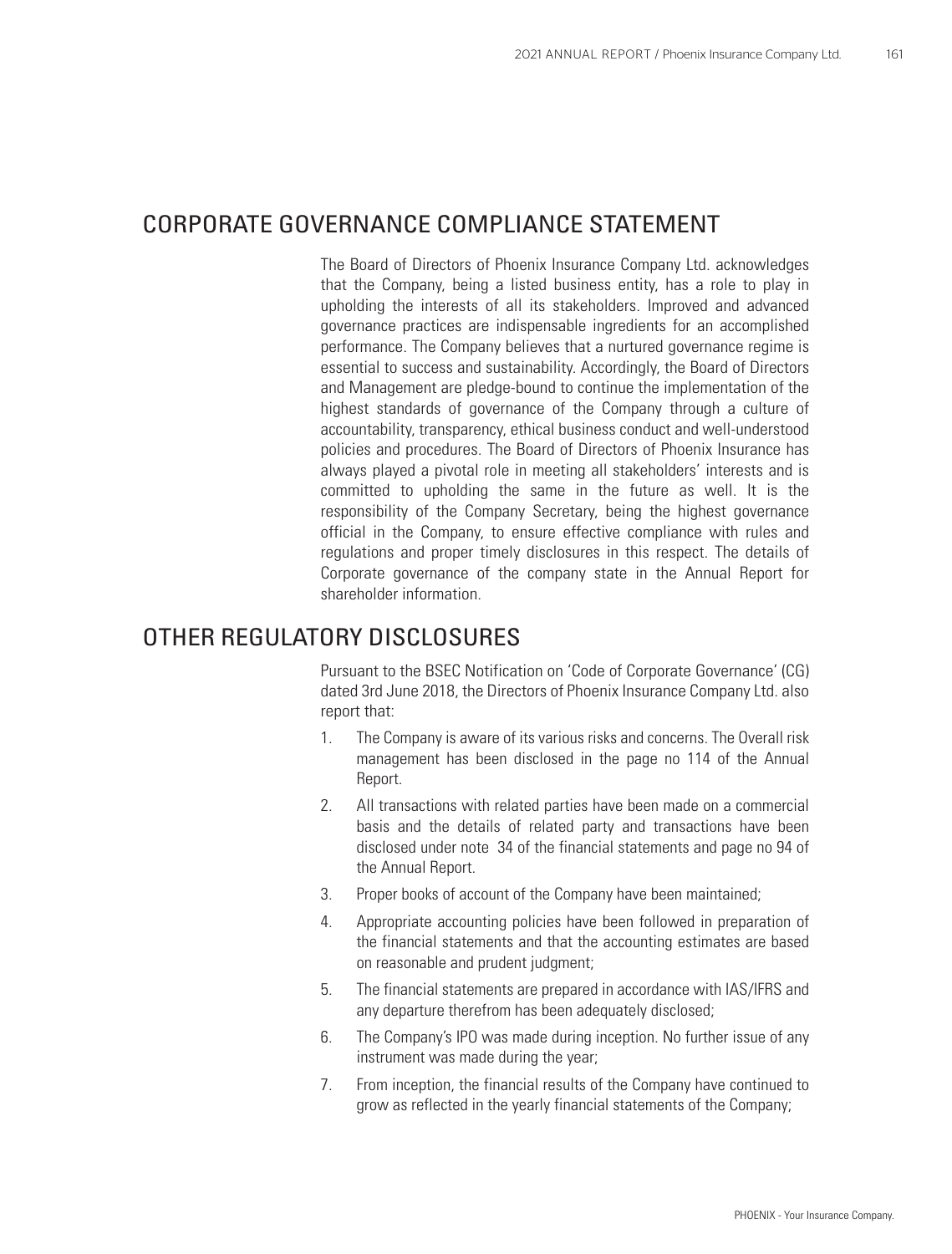## CORPORATE GOVERNANCE COMPLIANCE STATEMENT

The Board of Directors of Phoenix Insurance Company Ltd. acknowledges that the Company, being a listed business entity, has a role to play in upholding the interests of all its stakeholders. Improved and advanced governance practices are indispensable ingredients for an accomplished performance. The Company believes that a nurtured governance regime is essential to success and sustainability. Accordingly, the Board of Directors and Management are pledge-bound to continue the implementation of the highest standards of governance of the Company through a culture of accountability, transparency, ethical business conduct and well-understood policies and procedures. The Board of Directors of Phoenix Insurance has always played a pivotal role in meeting all stakeholders' interests and is committed to upholding the same in the future as well. It is the responsibility of the Company Secretary, being the highest governance official in the Company, to ensure effective compliance with rules and regulations and proper timely disclosures in this respect. The details of Corporate governance of the company state in the Annual Report for shareholder information.

## OTHER REGULATORY DISCLOSURES

Pursuant to the BSEC Notification on 'Code of Corporate Governance' (CG) dated 3rd June 2018, the Directors of Phoenix Insurance Company Ltd. also report that:

1. The Company is aware of its various risks and concerns. The Overall risk management has been disclosed in the page no 114 of the Annual Report.
2. All transactions with related parties have been made on a commercial basis and the details of related party and transactions have been disclosed under note 34 of the financial statements and page no 94 of the Annual Report.
3. Proper books of account of the Company have been maintained;
4. Appropriate accounting policies have been followed in preparation of the financial statements and that the accounting estimates are based on reasonable and prudent judgment;
5. The financial statements are prepared in accordance with IAS/IFRS and any departure therefrom has been adequately disclosed;
6. The Company's IPO was made during inception. No further issue of any instrument was made during the year;
7. From inception, the financial results of the Company have continued to grow as reflected in the yearly financial statements of the Company;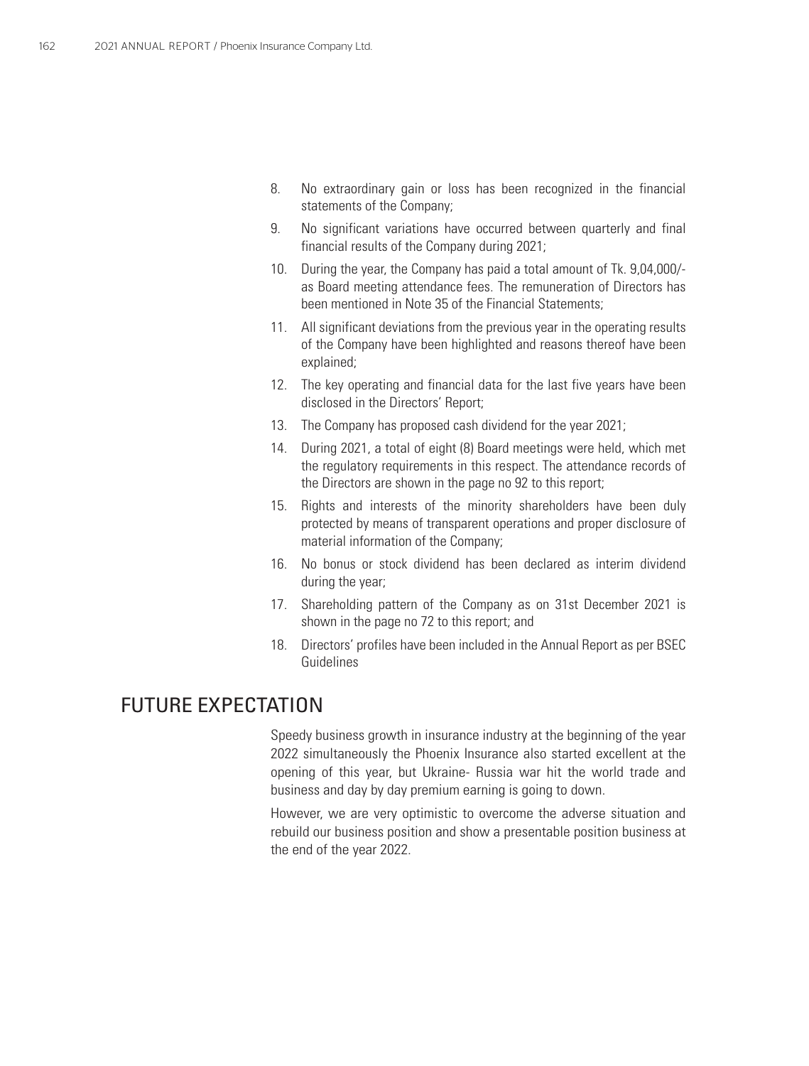8. No extraordinary gain or loss has been recognized in the financial statements of the Company;
9. No significant variations have occurred between quarterly and final financial results of the Company during 2021;
10. During the year, the Company has paid a total amount of Tk. 9,04,000/- as Board meeting attendance fees. The remuneration of Directors has been mentioned in Note 35 of the Financial Statements;
11. All significant deviations from the previous year in the operating results of the Company have been highlighted and reasons thereof have been explained;
12. The key operating and financial data for the last five years have been disclosed in the Directors' Report;
13. The Company has proposed cash dividend for the year 2021;
14. During 2021, a total of eight (8) Board meetings were held, which met the regulatory requirements in this respect. The attendance records of the Directors are shown in the page no 92 to this report;
15. Rights and interests of the minority shareholders have been duly protected by means of transparent operations and proper disclosure of material information of the Company;
16. No bonus or stock dividend has been declared as interim dividend during the year;
17. Shareholding pattern of the Company as on 31st December 2021 is shown in the page no 72 to this report; and
18. Directors' profiles have been included in the Annual Report as per BSEC Guidelines

## FUTURE EXPECTATION

Speedy business growth in insurance industry at the beginning of the year 2022 simultaneously the Phoenix Insurance also started excellent at the opening of this year, but Ukraine- Russia war hit the world trade and business and day by day premium earning is going to down.

However, we are very optimistic to overcome the adverse situation and rebuild our business position and show a presentable position business at the end of the year 2022.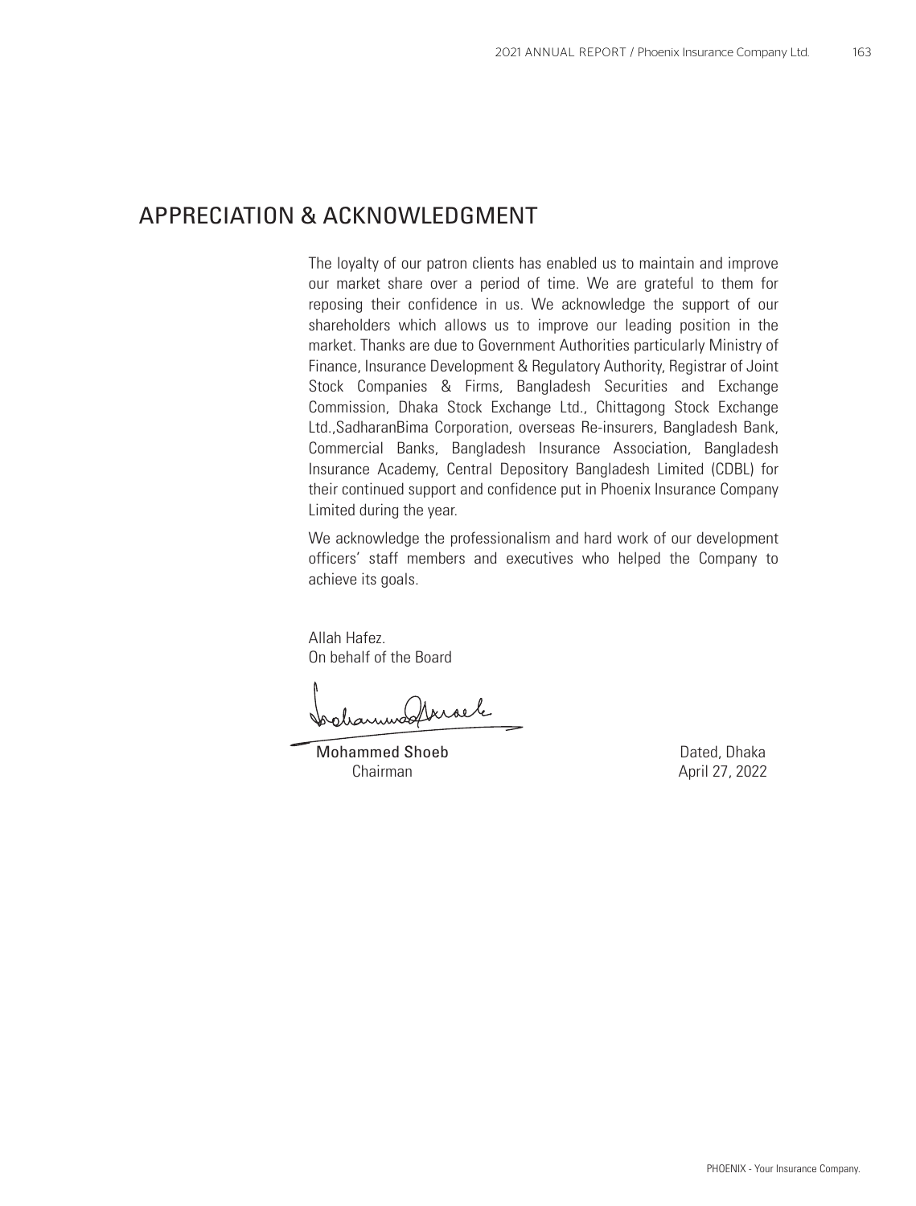# APPRECIATION & ACKNOWLEDGMENT

The loyalty of our patron clients has enabled us to maintain and improve our market share over a period of time. We are grateful to them for reposing their confidence in us. We acknowledge the support of our shareholders which allows us to improve our leading position in the market. Thanks are due to Government Authorities particularly Ministry of Finance, Insurance Development & Regulatory Authority, Registrar of Joint Stock Companies & Firms, Bangladesh Securities and Exchange Commission, Dhaka Stock Exchange Ltd., Chittagong Stock Exchange Ltd.,SadharanBima Corporation, overseas Re-insurers, Bangladesh Bank, Commercial Banks, Bangladesh Insurance Association, Bangladesh Insurance Academy, Central Depository Bangladesh Limited (CDBL) for their continued support and confidence put in Phoenix Insurance Company Limited during the year.

We acknowledge the professionalism and hard work of our development officers' staff members and executives who helped the Company to achieve its goals.

Allah Hafez.
On behalf of the Board

Mohammed Shoeb
Chairman

Dated, Dhaka
April 27, 2022